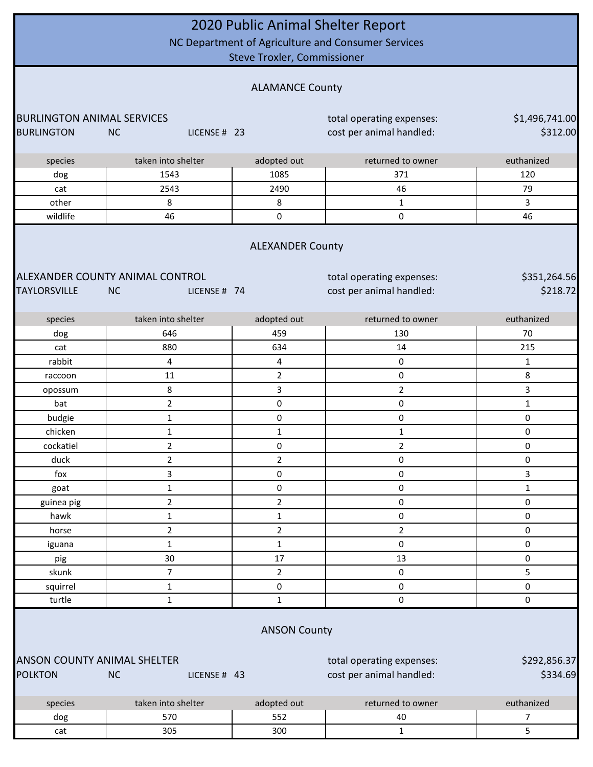# 2020 Public Animal Shelter Report

NC Department of Agriculture and Consumer Services

Steve Troxler, Commissioner

## ALAMANCE County

BURLINGTON ANIMAL SERVICES — total operating expenses: $1,496,741.00

BURLINGTON NC LICENSE # 23 — cost per animal handled: $312.00

| species | taken into shelter | adopted out | returned to owner | euthanized |
|---|---|---|---|---|
| dog | 1543 | 1085 | 371 | 120 |
| cat | 2543 | 2490 | 46 | 79 |
| other | 8 | 8 | 1 | 3 |
| wildlife | 46 | 0 | 0 | 46 |

## ALEXANDER County

ALEXANDER COUNTY ANIMAL CONTROL — total operating expenses: $351,264.56

TAYLORSVILLE NC LICENSE # 74 — cost per animal handled: $218.72

| species | taken into shelter | adopted out | returned to owner | euthanized |
|---|---|---|---|---|
| dog | 646 | 459 | 130 | 70 |
| cat | 880 | 634 | 14 | 215 |
| rabbit | 4 | 4 | 0 | 1 |
| raccoon | 11 | 2 | 0 | 8 |
| opossum | 8 | 3 | 2 | 3 |
| bat | 2 | 0 | 0 | 1 |
| budgie | 1 | 0 | 0 | 0 |
| chicken | 1 | 1 | 1 | 0 |
| cockatiel | 2 | 0 | 2 | 0 |
| duck | 2 | 2 | 0 | 0 |
| fox | 3 | 0 | 0 | 3 |
| goat | 1 | 0 | 0 | 1 |
| guinea pig | 2 | 2 | 0 | 0 |
| hawk | 1 | 1 | 0 | 0 |
| horse | 2 | 2 | 2 | 0 |
| iguana | 1 | 1 | 0 | 0 |
| pig | 30 | 17 | 13 | 0 |
| skunk | 7 | 2 | 0 | 5 |
| squirrel | 1 | 0 | 0 | 0 |
| turtle | 1 | 1 | 0 | 0 |

## ANSON County

ANSON COUNTY ANIMAL SHELTER — total operating expenses: $292,856.37

POLKTON NC LICENSE # 43 — cost per animal handled: $334.69

| species | taken into shelter | adopted out | returned to owner | euthanized |
|---|---|---|---|---|
| dog | 570 | 552 | 40 | 7 |
| cat | 305 | 300 | 1 | 5 |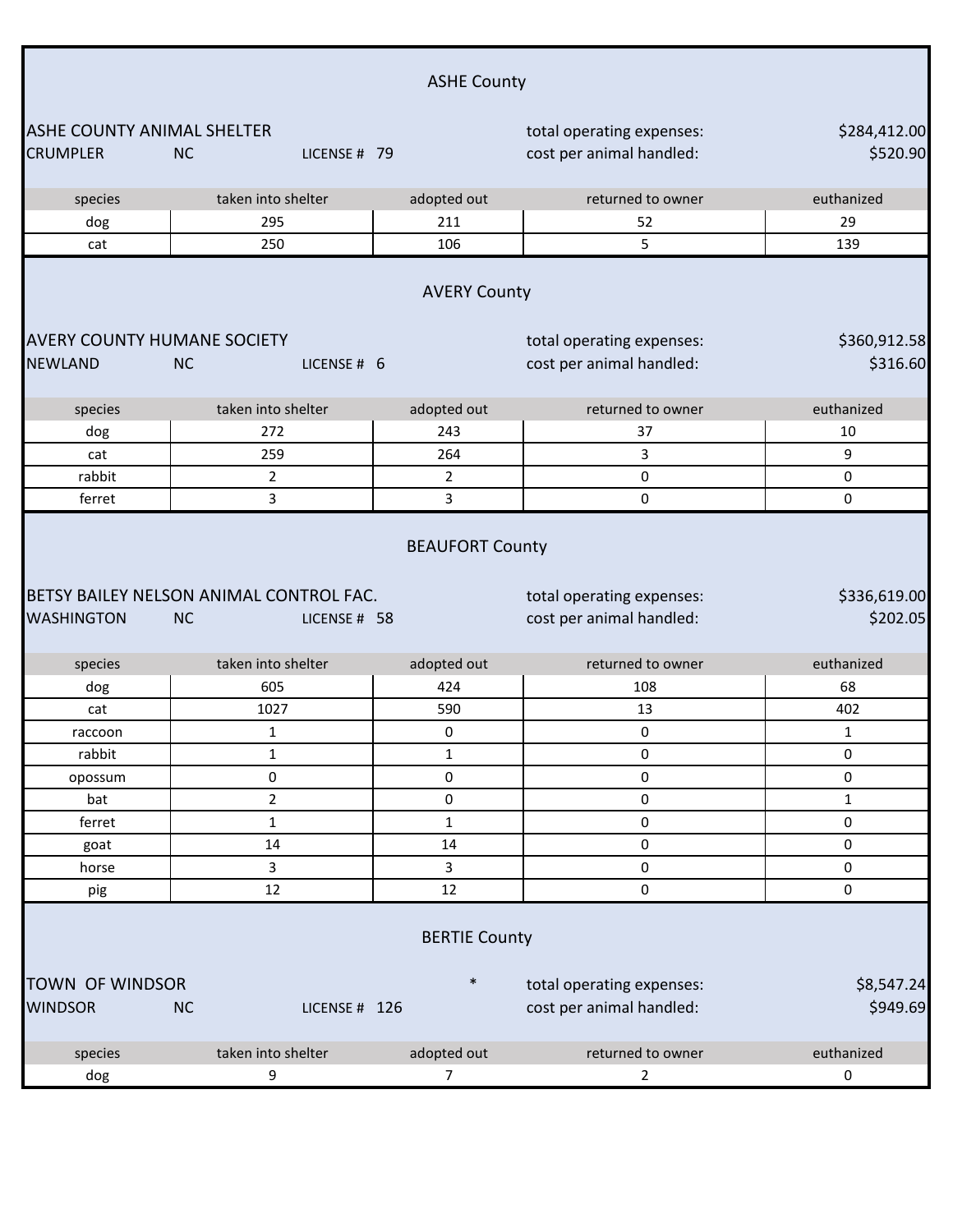## ASHE County

ASHE COUNTY ANIMAL SHELTER
CRUMPLER NC LICENSE # 79

total operating expenses: $284,412.00
cost per animal handled: $520.90

| species | taken into shelter | adopted out | returned to owner | euthanized |
|---|---|---|---|---|
| dog | 295 | 211 | 52 | 29 |
| cat | 250 | 106 | 5 | 139 |

## AVERY County

AVERY COUNTY HUMANE SOCIETY
NEWLAND NC LICENSE # 6

total operating expenses: $360,912.58
cost per animal handled: $316.60

| species | taken into shelter | adopted out | returned to owner | euthanized |
|---|---|---|---|---|
| dog | 272 | 243 | 37 | 10 |
| cat | 259 | 264 | 3 | 9 |
| rabbit | 2 | 2 | 0 | 0 |
| ferret | 3 | 3 | 0 | 0 |

## BEAUFORT County

BETSY BAILEY NELSON ANIMAL CONTROL FAC.
WASHINGTON NC LICENSE # 58

total operating expenses: $336,619.00
cost per animal handled: $202.05

| species | taken into shelter | adopted out | returned to owner | euthanized |
|---|---|---|---|---|
| dog | 605 | 424 | 108 | 68 |
| cat | 1027 | 590 | 13 | 402 |
| raccoon | 1 | 0 | 0 | 1 |
| rabbit | 1 | 1 | 0 | 0 |
| opossum | 0 | 0 | 0 | 0 |
| bat | 2 | 0 | 0 | 1 |
| ferret | 1 | 1 | 0 | 0 |
| goat | 14 | 14 | 0 | 0 |
| horse | 3 | 3 | 0 | 0 |
| pig | 12 | 12 | 0 | 0 |

## BERTIE County

TOWN OF WINDSOR *
WINDSOR NC LICENSE # 126

total operating expenses: $8,547.24
cost per animal handled: $949.69

| species | taken into shelter | adopted out | returned to owner | euthanized |
|---|---|---|---|---|
| dog | 9 | 7 | 2 | 0 |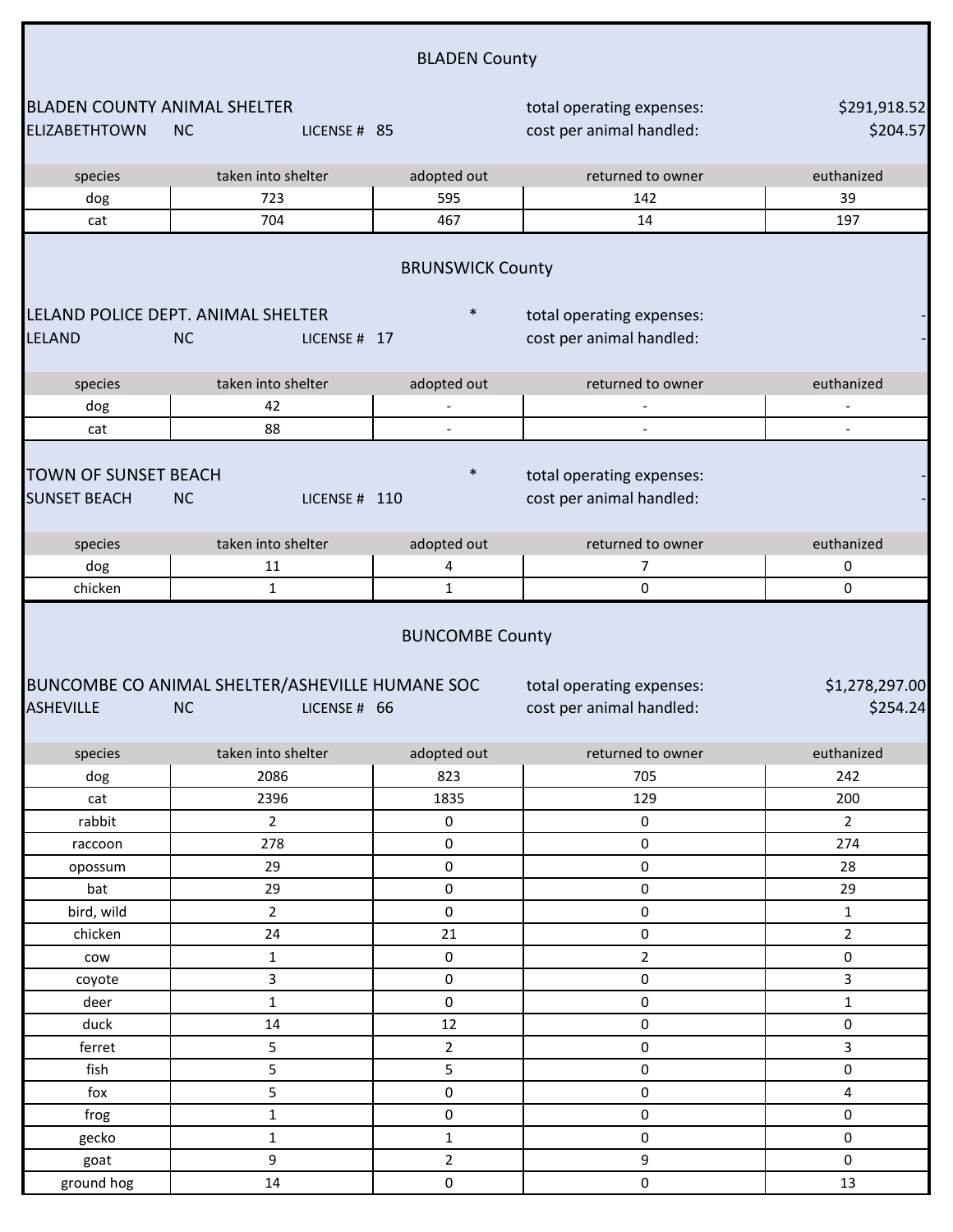## BLADEN County

BLADEN COUNTY ANIMAL SHELTER
ELIZABETHTOWN NC LICENSE # 85

total operating expenses: $291,918.52
cost per animal handled: $204.57

| species | taken into shelter | adopted out | returned to owner | euthanized |
|---|---|---|---|---|
| dog | 723 | 595 | 142 | 39 |
| cat | 704 | 467 | 14 | 197 |

## BRUNSWICK County

LELAND POLICE DEPT. ANIMAL SHELTER *
LELAND NC LICENSE # 17

total operating expenses: -
cost per animal handled: -

| species | taken into shelter | adopted out | returned to owner | euthanized |
|---|---|---|---|---|
| dog | 42 | - | - | - |
| cat | 88 | - | - | - |

TOWN OF SUNSET BEACH *
SUNSET BEACH NC LICENSE # 110

total operating expenses: -
cost per animal handled: -

| species | taken into shelter | adopted out | returned to owner | euthanized |
|---|---|---|---|---|
| dog | 11 | 4 | 7 | 0 |
| chicken | 1 | 1 | 0 | 0 |

## BUNCOMBE County

BUNCOMBE CO ANIMAL SHELTER/ASHEVILLE HUMANE SOC
ASHEVILLE NC LICENSE # 66

total operating expenses: $1,278,297.00
cost per animal handled: $254.24

| species | taken into shelter | adopted out | returned to owner | euthanized |
|---|---|---|---|---|
| dog | 2086 | 823 | 705 | 242 |
| cat | 2396 | 1835 | 129 | 200 |
| rabbit | 2 | 0 | 0 | 2 |
| raccoon | 278 | 0 | 0 | 274 |
| opossum | 29 | 0 | 0 | 28 |
| bat | 29 | 0 | 0 | 29 |
| bird, wild | 2 | 0 | 0 | 1 |
| chicken | 24 | 21 | 0 | 2 |
| cow | 1 | 0 | 2 | 0 |
| coyote | 3 | 0 | 0 | 3 |
| deer | 1 | 0 | 0 | 1 |
| duck | 14 | 12 | 0 | 0 |
| ferret | 5 | 2 | 0 | 3 |
| fish | 5 | 5 | 0 | 0 |
| fox | 5 | 0 | 0 | 4 |
| frog | 1 | 0 | 0 | 0 |
| gecko | 1 | 1 | 0 | 0 |
| goat | 9 | 2 | 9 | 0 |
| ground hog | 14 | 0 | 0 | 13 |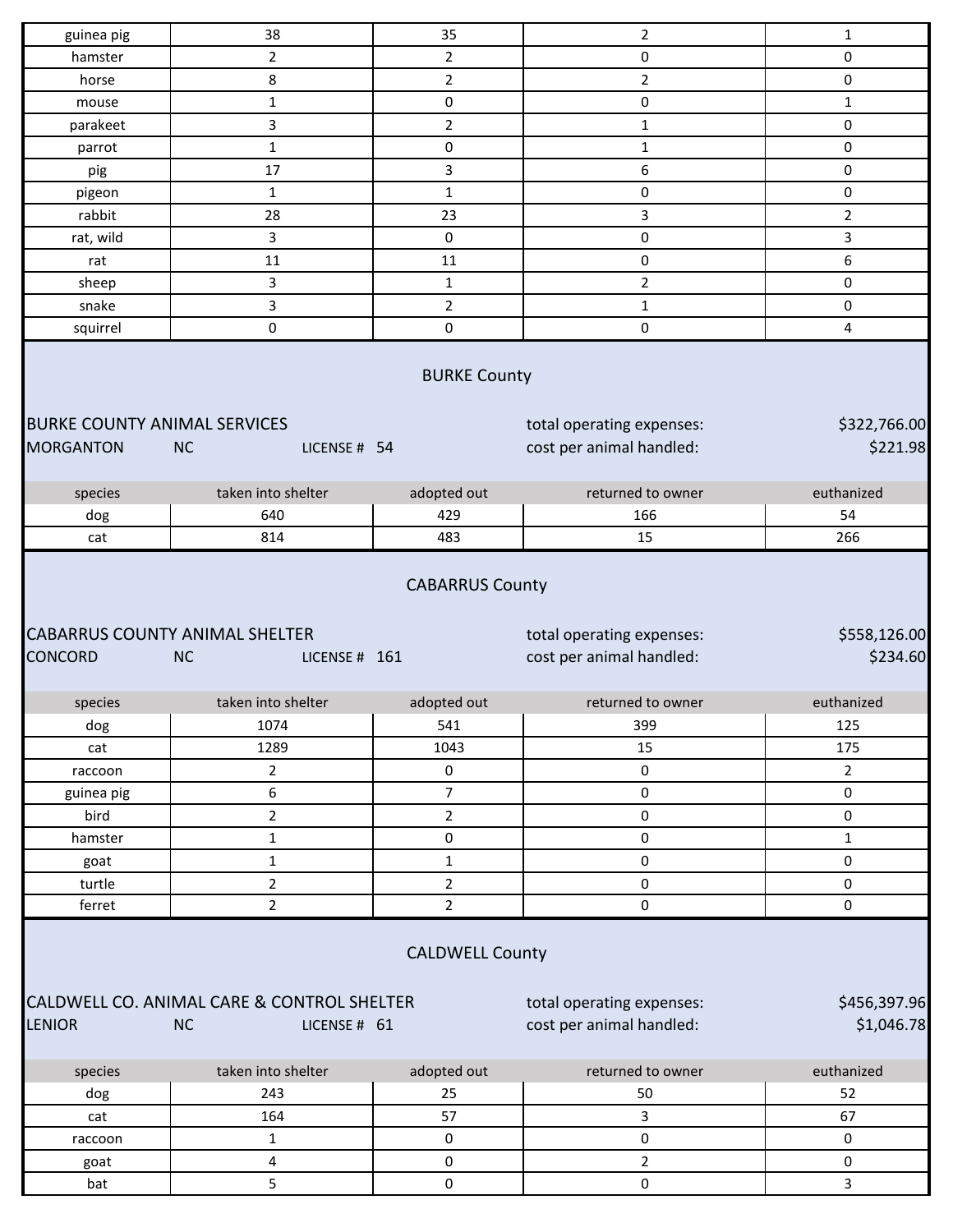| | | | | |
|---|---|---|---|---|
| guinea pig | 38 | 35 | 2 | 1 |
| hamster | 2 | 2 | 0 | 0 |
| horse | 8 | 2 | 2 | 0 |
| mouse | 1 | 0 | 0 | 1 |
| parakeet | 3 | 2 | 1 | 0 |
| parrot | 1 | 0 | 1 | 0 |
| pig | 17 | 3 | 6 | 0 |
| pigeon | 1 | 1 | 0 | 0 |
| rabbit | 28 | 23 | 3 | 2 |
| rat, wild | 3 | 0 | 0 | 3 |
| rat | 11 | 11 | 0 | 6 |
| sheep | 3 | 1 | 2 | 0 |
| snake | 3 | 2 | 1 | 0 |
| squirrel | 0 | 0 | 0 | 4 |

## BURKE County

BURKE COUNTY ANIMAL SERVICES
MORGANTON NC LICENSE # 54

total operating expenses: $322,766.00
cost per animal handled: $221.98

| species | taken into shelter | adopted out | returned to owner | euthanized |
|---|---|---|---|---|
| dog | 640 | 429 | 166 | 54 |
| cat | 814 | 483 | 15 | 266 |

## CABARRUS County

CABARRUS COUNTY ANIMAL SHELTER
CONCORD NC LICENSE # 161

total operating expenses: $558,126.00
cost per animal handled: $234.60

| species | taken into shelter | adopted out | returned to owner | euthanized |
|---|---|---|---|---|
| dog | 1074 | 541 | 399 | 125 |
| cat | 1289 | 1043 | 15 | 175 |
| raccoon | 2 | 0 | 0 | 2 |
| guinea pig | 6 | 7 | 0 | 0 |
| bird | 2 | 2 | 0 | 0 |
| hamster | 1 | 0 | 0 | 1 |
| goat | 1 | 1 | 0 | 0 |
| turtle | 2 | 2 | 0 | 0 |
| ferret | 2 | 2 | 0 | 0 |

## CALDWELL County

CALDWELL CO. ANIMAL CARE & CONTROL SHELTER
LENIOR NC LICENSE # 61

total operating expenses: $456,397.96
cost per animal handled: $1,046.78

| species | taken into shelter | adopted out | returned to owner | euthanized |
|---|---|---|---|---|
| dog | 243 | 25 | 50 | 52 |
| cat | 164 | 57 | 3 | 67 |
| raccoon | 1 | 0 | 0 | 0 |
| goat | 4 | 0 | 2 | 0 |
| bat | 5 | 0 | 0 | 3 |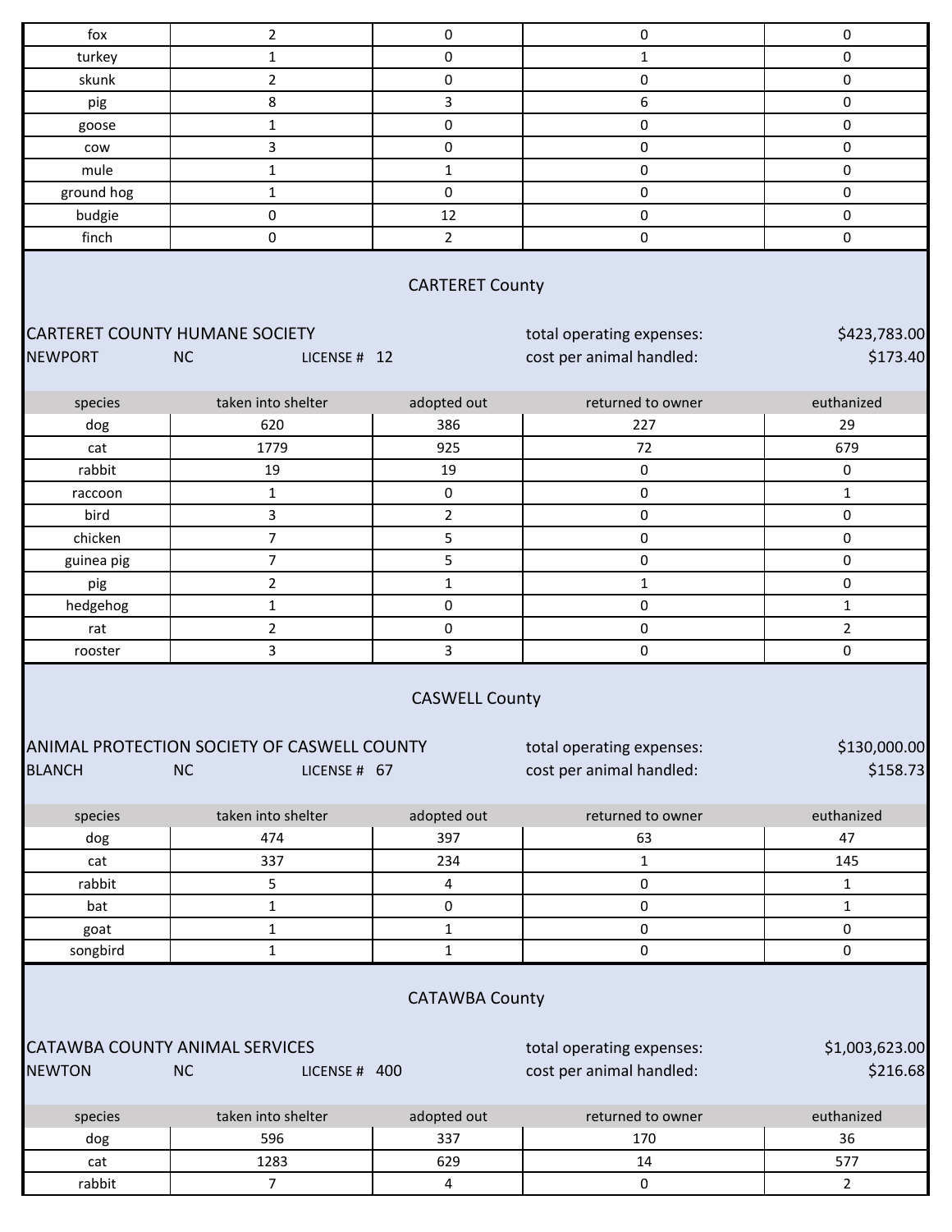| | | | | |
|---|---|---|---|---|
| fox | 2 | 0 | 0 | 0 |
| turkey | 1 | 0 | 1 | 0 |
| skunk | 2 | 0 | 0 | 0 |
| pig | 8 | 3 | 6 | 0 |
| goose | 1 | 0 | 0 | 0 |
| cow | 3 | 0 | 0 | 0 |
| mule | 1 | 1 | 0 | 0 |
| ground hog | 1 | 0 | 0 | 0 |
| budgie | 0 | 12 | 0 | 0 |
| finch | 0 | 2 | 0 | 0 |

## CARTERET County

CARTERET COUNTY HUMANE SOCIETY
NEWPORT NC LICENSE # 12

total operating expenses: $423,783.00
cost per animal handled: $173.40

| species | taken into shelter | adopted out | returned to owner | euthanized |
|---|---|---|---|---|
| dog | 620 | 386 | 227 | 29 |
| cat | 1779 | 925 | 72 | 679 |
| rabbit | 19 | 19 | 0 | 0 |
| raccoon | 1 | 0 | 0 | 1 |
| bird | 3 | 2 | 0 | 0 |
| chicken | 7 | 5 | 0 | 0 |
| guinea pig | 7 | 5 | 0 | 0 |
| pig | 2 | 1 | 1 | 0 |
| hedgehog | 1 | 0 | 0 | 1 |
| rat | 2 | 0 | 0 | 2 |
| rooster | 3 | 3 | 0 | 0 |

## CASWELL County

ANIMAL PROTECTION SOCIETY OF CASWELL COUNTY
BLANCH NC LICENSE # 67

total operating expenses: $130,000.00
cost per animal handled: $158.73

| species | taken into shelter | adopted out | returned to owner | euthanized |
|---|---|---|---|---|
| dog | 474 | 397 | 63 | 47 |
| cat | 337 | 234 | 1 | 145 |
| rabbit | 5 | 4 | 0 | 1 |
| bat | 1 | 0 | 0 | 1 |
| goat | 1 | 1 | 0 | 0 |
| songbird | 1 | 1 | 0 | 0 |

## CATAWBA County

CATAWBA COUNTY ANIMAL SERVICES
NEWTON NC LICENSE # 400

total operating expenses: $1,003,623.00
cost per animal handled: $216.68

| species | taken into shelter | adopted out | returned to owner | euthanized |
|---|---|---|---|---|
| dog | 596 | 337 | 170 | 36 |
| cat | 1283 | 629 | 14 | 577 |
| rabbit | 7 | 4 | 0 | 2 |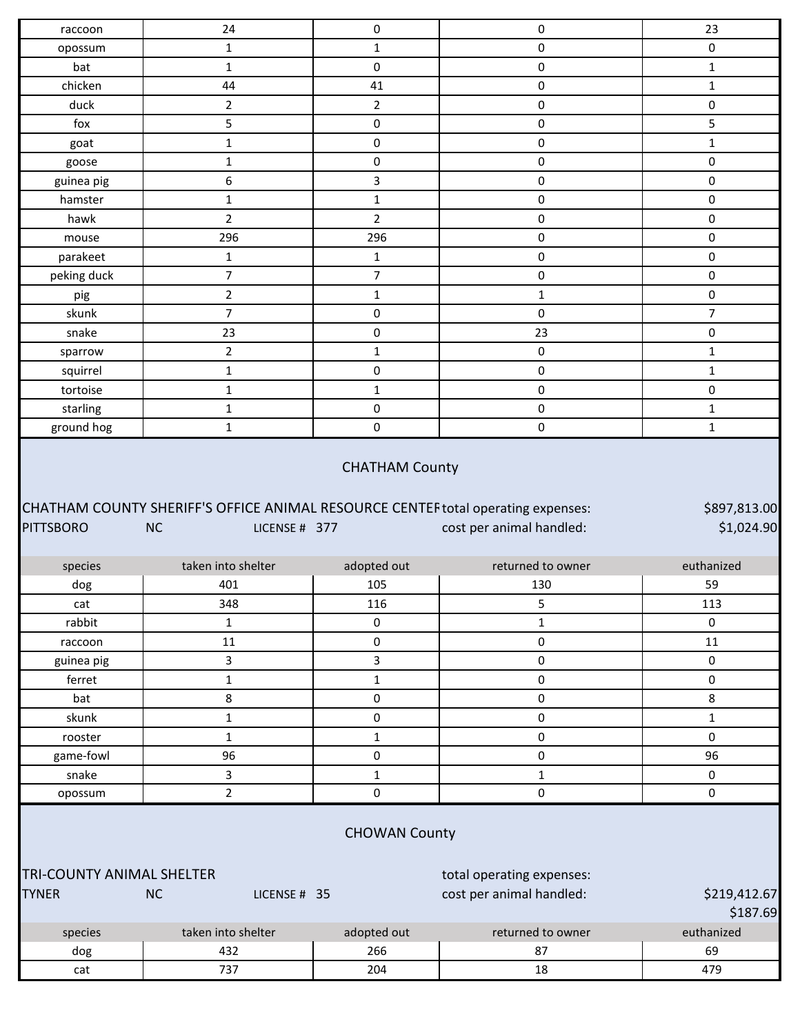| | | | | |
|---|---|---|---|---|
| raccoon | 24 | 0 | 0 | 23 |
| opossum | 1 | 1 | 0 | 0 |
| bat | 1 | 0 | 0 | 1 |
| chicken | 44 | 41 | 0 | 1 |
| duck | 2 | 2 | 0 | 0 |
| fox | 5 | 0 | 0 | 5 |
| goat | 1 | 0 | 0 | 1 |
| goose | 1 | 0 | 0 | 0 |
| guinea pig | 6 | 3 | 0 | 0 |
| hamster | 1 | 1 | 0 | 0 |
| hawk | 2 | 2 | 0 | 0 |
| mouse | 296 | 296 | 0 | 0 |
| parakeet | 1 | 1 | 0 | 0 |
| peking duck | 7 | 7 | 0 | 0 |
| pig | 2 | 1 | 1 | 0 |
| skunk | 7 | 0 | 0 | 7 |
| snake | 23 | 0 | 23 | 0 |
| sparrow | 2 | 1 | 0 | 1 |
| squirrel | 1 | 0 | 0 | 1 |
| tortoise | 1 | 1 | 0 | 0 |
| starling | 1 | 0 | 0 | 1 |
| ground hog | 1 | 0 | 0 | 1 |

## CHATHAM County

CHATHAM COUNTY SHERIFF'S OFFICE ANIMAL RESOURCE CENTER
PITTSBORO NC LICENSE # 377

total operating expenses: $897,813.00
cost per animal handled: $1,024.90

| species | taken into shelter | adopted out | returned to owner | euthanized |
|---|---|---|---|---|
| dog | 401 | 105 | 130 | 59 |
| cat | 348 | 116 | 5 | 113 |
| rabbit | 1 | 0 | 1 | 0 |
| raccoon | 11 | 0 | 0 | 11 |
| guinea pig | 3 | 3 | 0 | 0 |
| ferret | 1 | 1 | 0 | 0 |
| bat | 8 | 0 | 0 | 8 |
| skunk | 1 | 0 | 0 | 1 |
| rooster | 1 | 1 | 0 | 0 |
| game-fowl | 96 | 0 | 0 | 96 |
| snake | 3 | 1 | 1 | 0 |
| opossum | 2 | 0 | 0 | 0 |

## CHOWAN County

TRI-COUNTY ANIMAL SHELTER
TYNER NC LICENSE # 35

total operating expenses: $219,412.67
cost per animal handled: $187.69

| species | taken into shelter | adopted out | returned to owner | euthanized |
|---|---|---|---|---|
| dog | 432 | 266 | 87 | 69 |
| cat | 737 | 204 | 18 | 479 |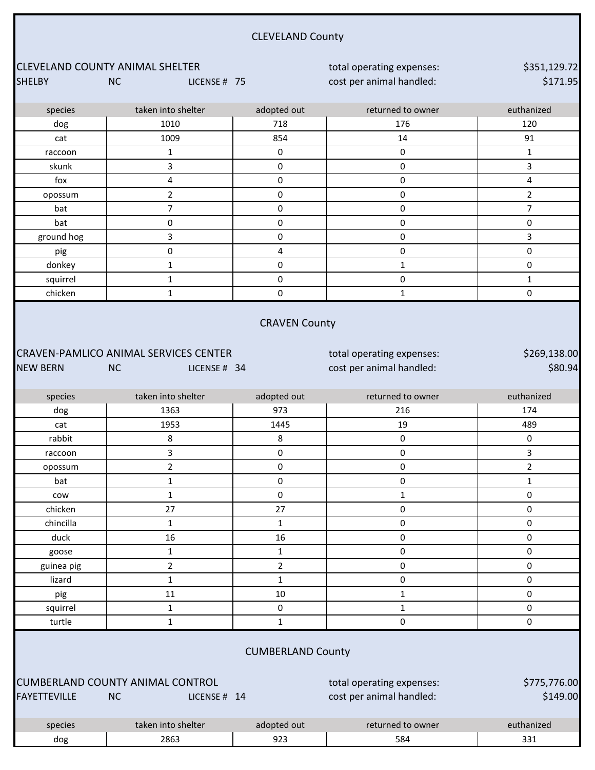## CLEVELAND County

CLEVELAND COUNTY ANIMAL SHELTER
SHELBY NC LICENSE # 75

total operating expenses: $351,129.72
cost per animal handled: $171.95

| species | taken into shelter | adopted out | returned to owner | euthanized |
|---|---|---|---|---|
| dog | 1010 | 718 | 176 | 120 |
| cat | 1009 | 854 | 14 | 91 |
| raccoon | 1 | 0 | 0 | 1 |
| skunk | 3 | 0 | 0 | 3 |
| fox | 4 | 0 | 0 | 4 |
| opossum | 2 | 0 | 0 | 2 |
| bat | 7 | 0 | 0 | 7 |
| bat | 0 | 0 | 0 | 0 |
| ground hog | 3 | 0 | 0 | 3 |
| pig | 0 | 4 | 0 | 0 |
| donkey | 1 | 0 | 1 | 0 |
| squirrel | 1 | 0 | 0 | 1 |
| chicken | 1 | 0 | 1 | 0 |

## CRAVEN County

CRAVEN-PAMLICO ANIMAL SERVICES CENTER
NEW BERN NC LICENSE # 34

total operating expenses: $269,138.00
cost per animal handled: $80.94

| species | taken into shelter | adopted out | returned to owner | euthanized |
|---|---|---|---|---|
| dog | 1363 | 973 | 216 | 174 |
| cat | 1953 | 1445 | 19 | 489 |
| rabbit | 8 | 8 | 0 | 0 |
| raccoon | 3 | 0 | 0 | 3 |
| opossum | 2 | 0 | 0 | 2 |
| bat | 1 | 0 | 0 | 1 |
| cow | 1 | 0 | 1 | 0 |
| chicken | 27 | 27 | 0 | 0 |
| chincilla | 1 | 1 | 0 | 0 |
| duck | 16 | 16 | 0 | 0 |
| goose | 1 | 1 | 0 | 0 |
| guinea pig | 2 | 2 | 0 | 0 |
| lizard | 1 | 1 | 0 | 0 |
| pig | 11 | 10 | 1 | 0 |
| squirrel | 1 | 0 | 1 | 0 |
| turtle | 1 | 1 | 0 | 0 |

## CUMBERLAND County

CUMBERLAND COUNTY ANIMAL CONTROL
FAYETTEVILLE NC LICENSE # 14

total operating expenses: $775,776.00
cost per animal handled: $149.00

| species | taken into shelter | adopted out | returned to owner | euthanized |
|---|---|---|---|---|
| dog | 2863 | 923 | 584 | 331 |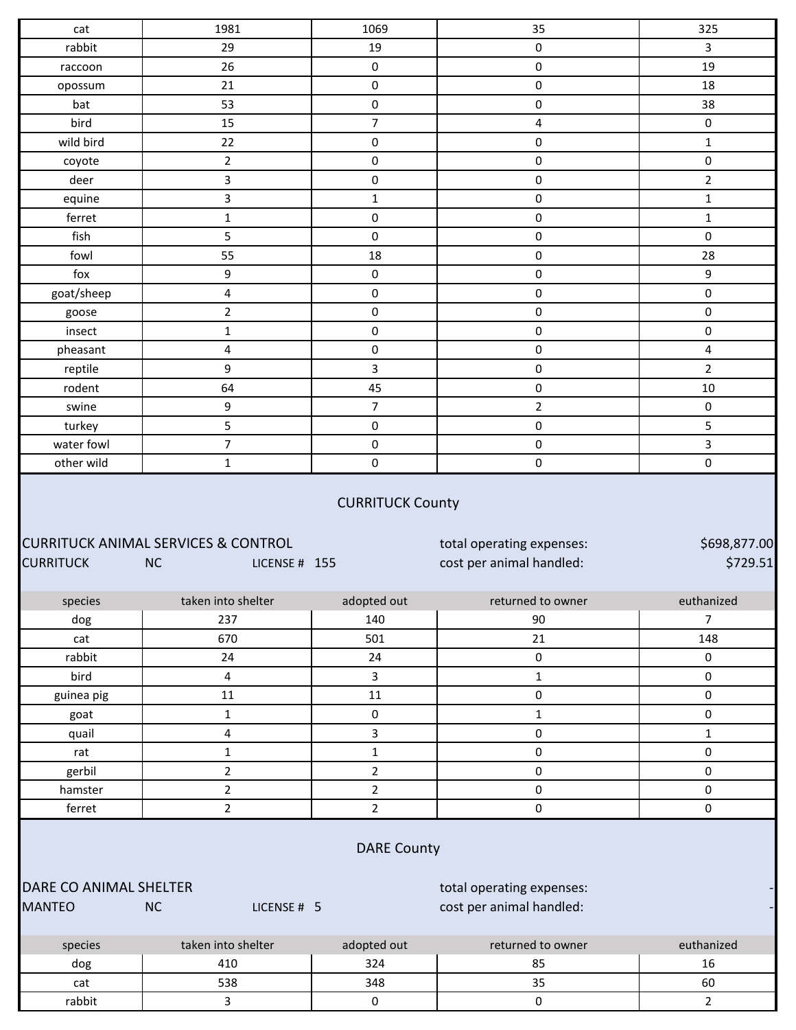| | | | | |
|---|---|---|---|---|
| cat | 1981 | 1069 | 35 | 325 |
| rabbit | 29 | 19 | 0 | 3 |
| raccoon | 26 | 0 | 0 | 19 |
| opossum | 21 | 0 | 0 | 18 |
| bat | 53 | 0 | 0 | 38 |
| bird | 15 | 7 | 4 | 0 |
| wild bird | 22 | 0 | 0 | 1 |
| coyote | 2 | 0 | 0 | 0 |
| deer | 3 | 0 | 0 | 2 |
| equine | 3 | 1 | 0 | 1 |
| ferret | 1 | 0 | 0 | 1 |
| fish | 5 | 0 | 0 | 0 |
| fowl | 55 | 18 | 0 | 28 |
| fox | 9 | 0 | 0 | 9 |
| goat/sheep | 4 | 0 | 0 | 0 |
| goose | 2 | 0 | 0 | 0 |
| insect | 1 | 0 | 0 | 0 |
| pheasant | 4 | 0 | 0 | 4 |
| reptile | 9 | 3 | 0 | 2 |
| rodent | 64 | 45 | 0 | 10 |
| swine | 9 | 7 | 2 | 0 |
| turkey | 5 | 0 | 0 | 5 |
| water fowl | 7 | 0 | 0 | 3 |
| other wild | 1 | 0 | 0 | 0 |

## CURRITUCK County

CURRITUCK ANIMAL SERVICES & CONTROL — total operating expenses: $698,877.00

CURRITUCK NC LICENSE # 155 — cost per animal handled: $729.51

| species | taken into shelter | adopted out | returned to owner | euthanized |
|---|---|---|---|---|
| dog | 237 | 140 | 90 | 7 |
| cat | 670 | 501 | 21 | 148 |
| rabbit | 24 | 24 | 0 | 0 |
| bird | 4 | 3 | 1 | 0 |
| guinea pig | 11 | 11 | 0 | 0 |
| goat | 1 | 0 | 1 | 0 |
| quail | 4 | 3 | 0 | 1 |
| rat | 1 | 1 | 0 | 0 |
| gerbil | 2 | 2 | 0 | 0 |
| hamster | 2 | 2 | 0 | 0 |
| ferret | 2 | 2 | 0 | 0 |

## DARE County

DARE CO ANIMAL SHELTER — total operating expenses: -

MANTEO NC LICENSE # 5 — cost per animal handled: -

| species | taken into shelter | adopted out | returned to owner | euthanized |
|---|---|---|---|---|
| dog | 410 | 324 | 85 | 16 |
| cat | 538 | 348 | 35 | 60 |
| rabbit | 3 | 0 | 0 | 2 |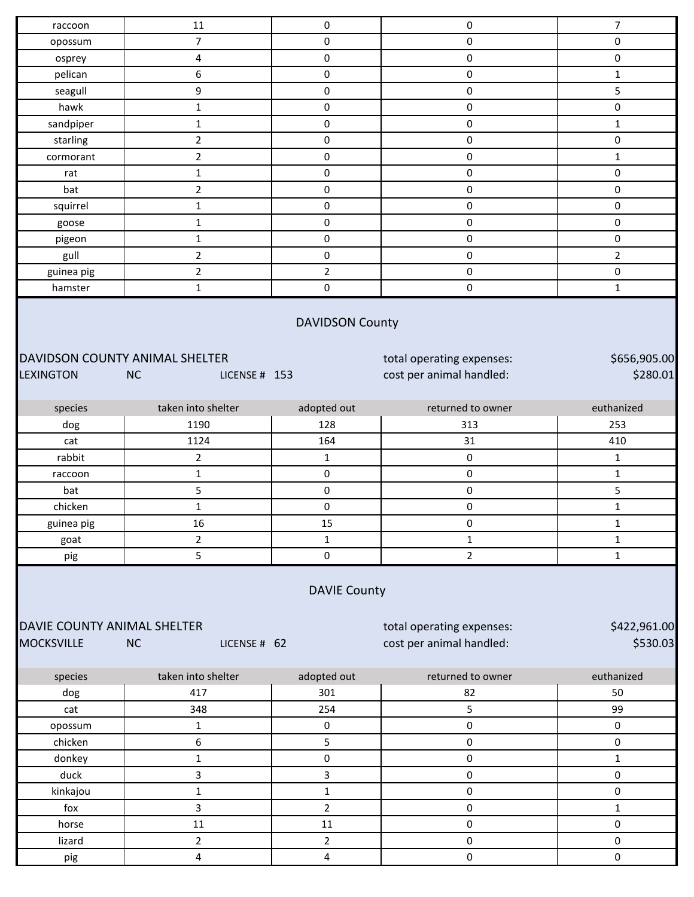| | | | | |
|---|---|---|---|---|
| raccoon | 11 | 0 | 0 | 7 |
| opossum | 7 | 0 | 0 | 0 |
| osprey | 4 | 0 | 0 | 0 |
| pelican | 6 | 0 | 0 | 1 |
| seagull | 9 | 0 | 0 | 5 |
| hawk | 1 | 0 | 0 | 0 |
| sandpiper | 1 | 0 | 0 | 1 |
| starling | 2 | 0 | 0 | 0 |
| cormorant | 2 | 0 | 0 | 1 |
| rat | 1 | 0 | 0 | 0 |
| bat | 2 | 0 | 0 | 0 |
| squirrel | 1 | 0 | 0 | 0 |
| goose | 1 | 0 | 0 | 0 |
| pigeon | 1 | 0 | 0 | 0 |
| gull | 2 | 0 | 0 | 2 |
| guinea pig | 2 | 2 | 0 | 0 |
| hamster | 1 | 0 | 0 | 1 |

## DAVIDSON County

DAVIDSON COUNTY ANIMAL SHELTER
LEXINGTON NC LICENSE # 153

total operating expenses: $656,905.00
cost per animal handled: $280.01

| species | taken into shelter | adopted out | returned to owner | euthanized |
|---|---|---|---|---|
| dog | 1190 | 128 | 313 | 253 |
| cat | 1124 | 164 | 31 | 410 |
| rabbit | 2 | 1 | 0 | 1 |
| raccoon | 1 | 0 | 0 | 1 |
| bat | 5 | 0 | 0 | 5 |
| chicken | 1 | 0 | 0 | 1 |
| guinea pig | 16 | 15 | 0 | 1 |
| goat | 2 | 1 | 1 | 1 |
| pig | 5 | 0 | 2 | 1 |

## DAVIE County

DAVIE COUNTY ANIMAL SHELTER
MOCKSVILLE NC LICENSE # 62

total operating expenses: $422,961.00
cost per animal handled: $530.03

| species | taken into shelter | adopted out | returned to owner | euthanized |
|---|---|---|---|---|
| dog | 417 | 301 | 82 | 50 |
| cat | 348 | 254 | 5 | 99 |
| opossum | 1 | 0 | 0 | 0 |
| chicken | 6 | 5 | 0 | 0 |
| donkey | 1 | 0 | 0 | 1 |
| duck | 3 | 3 | 0 | 0 |
| kinkajou | 1 | 1 | 0 | 0 |
| fox | 3 | 2 | 0 | 1 |
| horse | 11 | 11 | 0 | 0 |
| lizard | 2 | 2 | 0 | 0 |
| pig | 4 | 4 | 0 | 0 |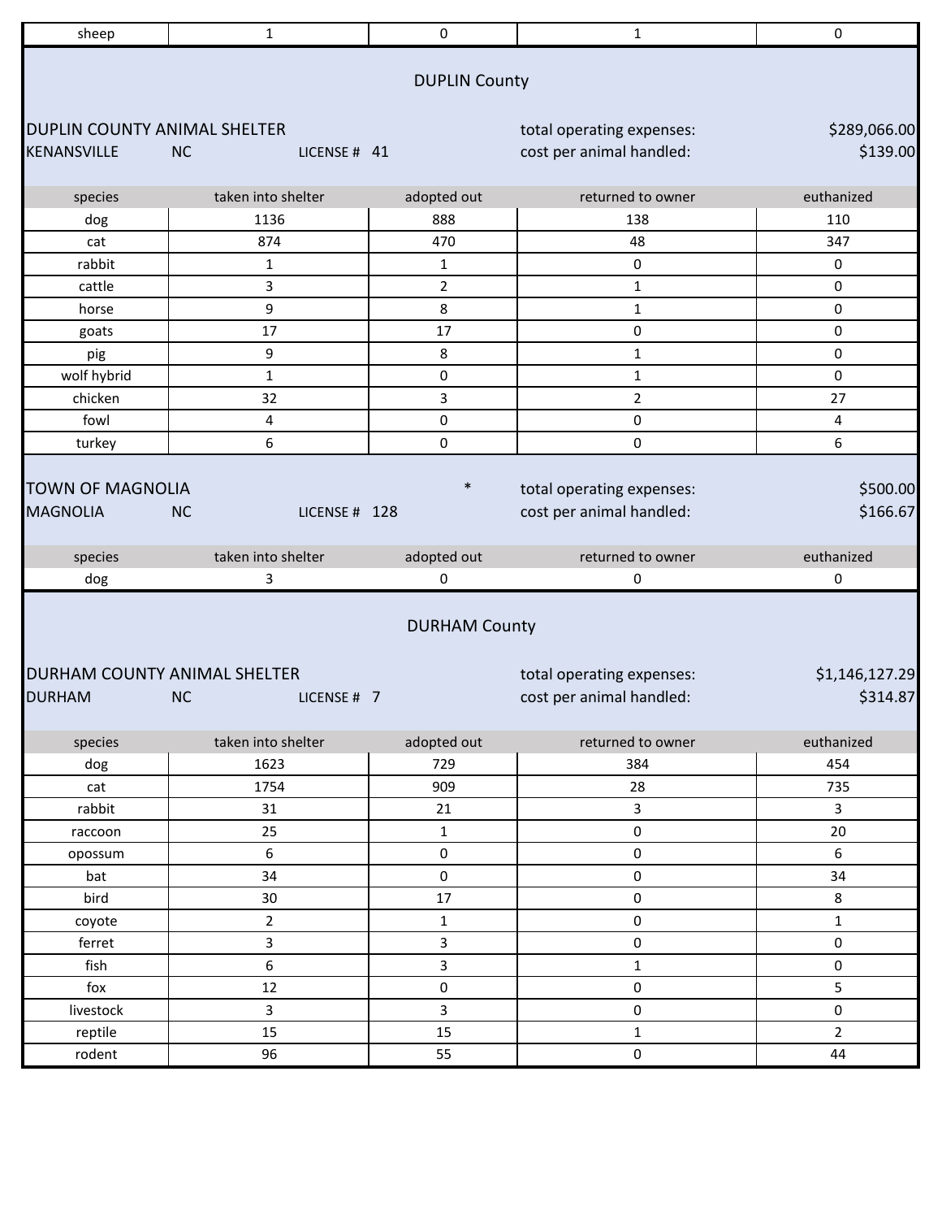| | | | | |
|---|---|---|---|---|
| sheep | 1 | 0 | 1 | 0 |

## DUPLIN County

DUPLIN COUNTY ANIMAL SHELTER — total operating expenses: $289,066.00

KENANSVILLE NC LICENSE # 41 — cost per animal handled: $139.00

| species | taken into shelter | adopted out | returned to owner | euthanized |
|---|---|---|---|---|
| dog | 1136 | 888 | 138 | 110 |
| cat | 874 | 470 | 48 | 347 |
| rabbit | 1 | 1 | 0 | 0 |
| cattle | 3 | 2 | 1 | 0 |
| horse | 9 | 8 | 1 | 0 |
| goats | 17 | 17 | 0 | 0 |
| pig | 9 | 8 | 1 | 0 |
| wolf hybrid | 1 | 0 | 1 | 0 |
| chicken | 32 | 3 | 2 | 27 |
| fowl | 4 | 0 | 0 | 4 |
| turkey | 6 | 0 | 0 | 6 |

TOWN OF MAGNOLIA * — total operating expenses: $500.00

MAGNOLIA NC LICENSE # 128 — cost per animal handled: $166.67

| species | taken into shelter | adopted out | returned to owner | euthanized |
|---|---|---|---|---|
| dog | 3 | 0 | 0 | 0 |

## DURHAM County

DURHAM COUNTY ANIMAL SHELTER — total operating expenses: $1,146,127.29

DURHAM NC LICENSE # 7 — cost per animal handled: $314.87

| species | taken into shelter | adopted out | returned to owner | euthanized |
|---|---|---|---|---|
| dog | 1623 | 729 | 384 | 454 |
| cat | 1754 | 909 | 28 | 735 |
| rabbit | 31 | 21 | 3 | 3 |
| raccoon | 25 | 1 | 0 | 20 |
| opossum | 6 | 0 | 0 | 6 |
| bat | 34 | 0 | 0 | 34 |
| bird | 30 | 17 | 0 | 8 |
| coyote | 2 | 1 | 0 | 1 |
| ferret | 3 | 3 | 0 | 0 |
| fish | 6 | 3 | 1 | 0 |
| fox | 12 | 0 | 0 | 5 |
| livestock | 3 | 3 | 0 | 0 |
| reptile | 15 | 15 | 1 | 2 |
| rodent | 96 | 55 | 0 | 44 |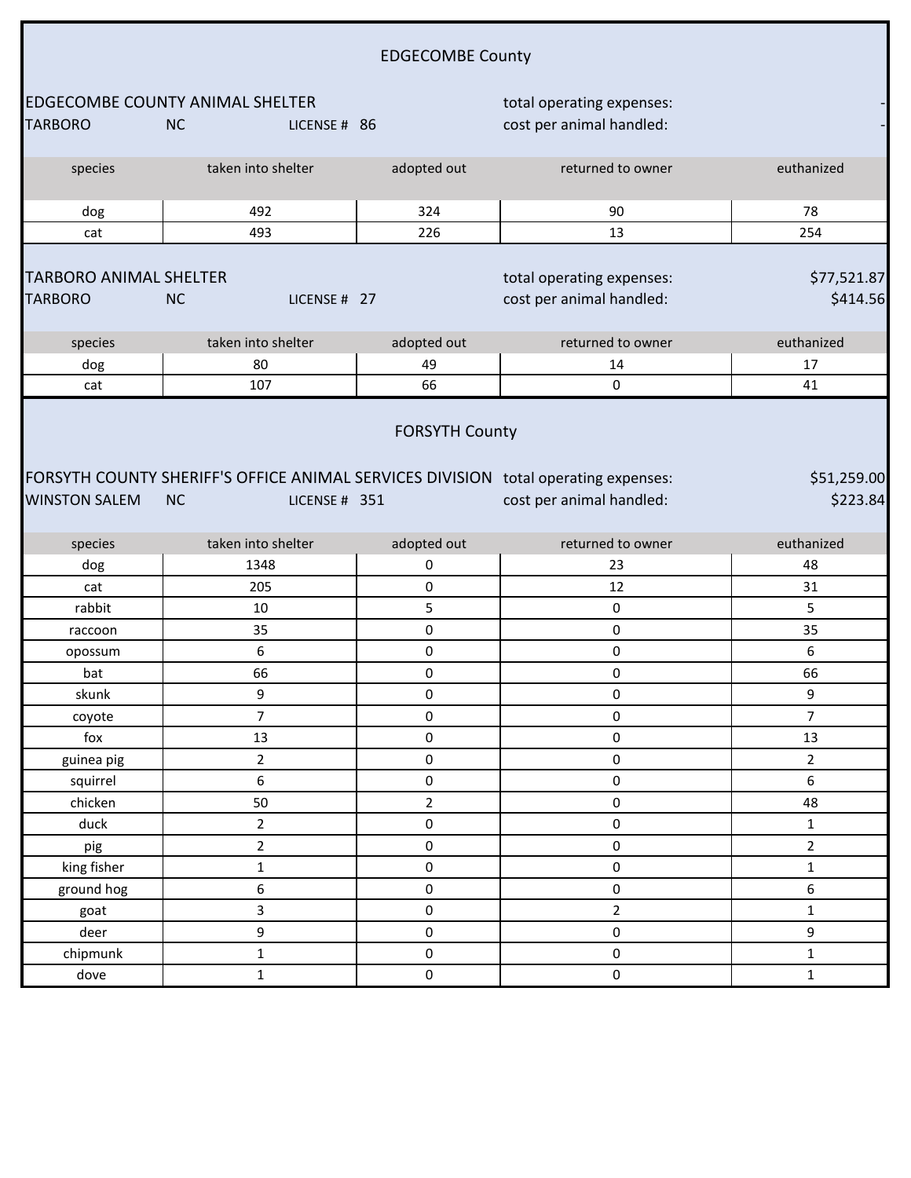## EDGECOMBE County

**EDGECOMBE COUNTY ANIMAL SHELTER**
TARBORO NC LICENSE # 86
total operating expenses: -
cost per animal handled: -

| species | taken into shelter | adopted out | returned to owner | euthanized |
|---|---|---|---|---|
| dog | 492 | 324 | 90 | 78 |
| cat | 493 | 226 | 13 | 254 |

**TARBORO ANIMAL SHELTER**
TARBORO NC LICENSE # 27
total operating expenses: $77,521.87
cost per animal handled: $414.56

| species | taken into shelter | adopted out | returned to owner | euthanized |
|---|---|---|---|---|
| dog | 80 | 49 | 14 | 17 |
| cat | 107 | 66 | 0 | 41 |

## FORSYTH County

**FORSYTH COUNTY SHERIFF'S OFFICE ANIMAL SERVICES DIVISION**
WINSTON SALEM NC LICENSE # 351
total operating expenses: $51,259.00
cost per animal handled: $223.84

| species | taken into shelter | adopted out | returned to owner | euthanized |
|---|---|---|---|---|
| dog | 1348 | 0 | 23 | 48 |
| cat | 205 | 0 | 12 | 31 |
| rabbit | 10 | 5 | 0 | 5 |
| raccoon | 35 | 0 | 0 | 35 |
| opossum | 6 | 0 | 0 | 6 |
| bat | 66 | 0 | 0 | 66 |
| skunk | 9 | 0 | 0 | 9 |
| coyote | 7 | 0 | 0 | 7 |
| fox | 13 | 0 | 0 | 13 |
| guinea pig | 2 | 0 | 0 | 2 |
| squirrel | 6 | 0 | 0 | 6 |
| chicken | 50 | 2 | 0 | 48 |
| duck | 2 | 0 | 0 | 1 |
| pig | 2 | 0 | 0 | 2 |
| king fisher | 1 | 0 | 0 | 1 |
| ground hog | 6 | 0 | 0 | 6 |
| goat | 3 | 0 | 2 | 1 |
| deer | 9 | 0 | 0 | 9 |
| chipmunk | 1 | 0 | 0 | 1 |
| dove | 1 | 0 | 0 | 1 |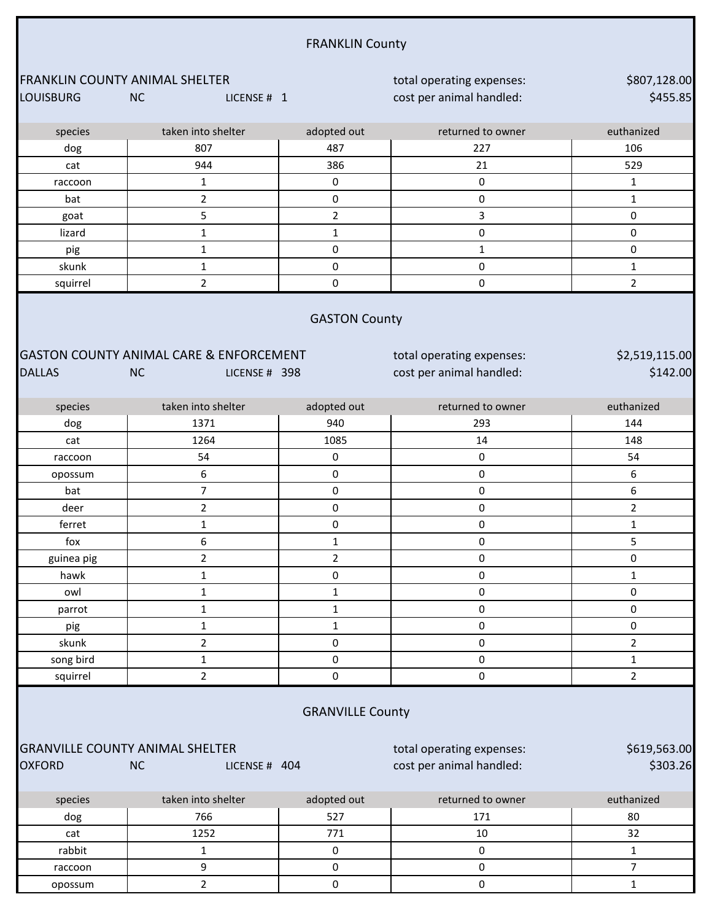## FRANKLIN County

FRANKLIN COUNTY ANIMAL SHELTER
LOUISBURG NC LICENSE # 1

total operating expenses: $807,128.00
cost per animal handled: $455.85

| species | taken into shelter | adopted out | returned to owner | euthanized |
|---|---|---|---|---|
| dog | 807 | 487 | 227 | 106 |
| cat | 944 | 386 | 21 | 529 |
| raccoon | 1 | 0 | 0 | 1 |
| bat | 2 | 0 | 0 | 1 |
| goat | 5 | 2 | 3 | 0 |
| lizard | 1 | 1 | 0 | 0 |
| pig | 1 | 0 | 1 | 0 |
| skunk | 1 | 0 | 0 | 1 |
| squirrel | 2 | 0 | 0 | 2 |

## GASTON County

GASTON COUNTY ANIMAL CARE & ENFORCEMENT
DALLAS NC LICENSE # 398

total operating expenses: $2,519,115.00
cost per animal handled: $142.00

| species | taken into shelter | adopted out | returned to owner | euthanized |
|---|---|---|---|---|
| dog | 1371 | 940 | 293 | 144 |
| cat | 1264 | 1085 | 14 | 148 |
| raccoon | 54 | 0 | 0 | 54 |
| opossum | 6 | 0 | 0 | 6 |
| bat | 7 | 0 | 0 | 6 |
| deer | 2 | 0 | 0 | 2 |
| ferret | 1 | 0 | 0 | 1 |
| fox | 6 | 1 | 0 | 5 |
| guinea pig | 2 | 2 | 0 | 0 |
| hawk | 1 | 0 | 0 | 1 |
| owl | 1 | 1 | 0 | 0 |
| parrot | 1 | 1 | 0 | 0 |
| pig | 1 | 1 | 0 | 0 |
| skunk | 2 | 0 | 0 | 2 |
| song bird | 1 | 0 | 0 | 1 |
| squirrel | 2 | 0 | 0 | 2 |

## GRANVILLE County

GRANVILLE COUNTY ANIMAL SHELTER
OXFORD NC LICENSE # 404

total operating expenses: $619,563.00
cost per animal handled: $303.26

| species | taken into shelter | adopted out | returned to owner | euthanized |
|---|---|---|---|---|
| dog | 766 | 527 | 171 | 80 |
| cat | 1252 | 771 | 10 | 32 |
| rabbit | 1 | 0 | 0 | 1 |
| raccoon | 9 | 0 | 0 | 7 |
| opossum | 2 | 0 | 0 | 1 |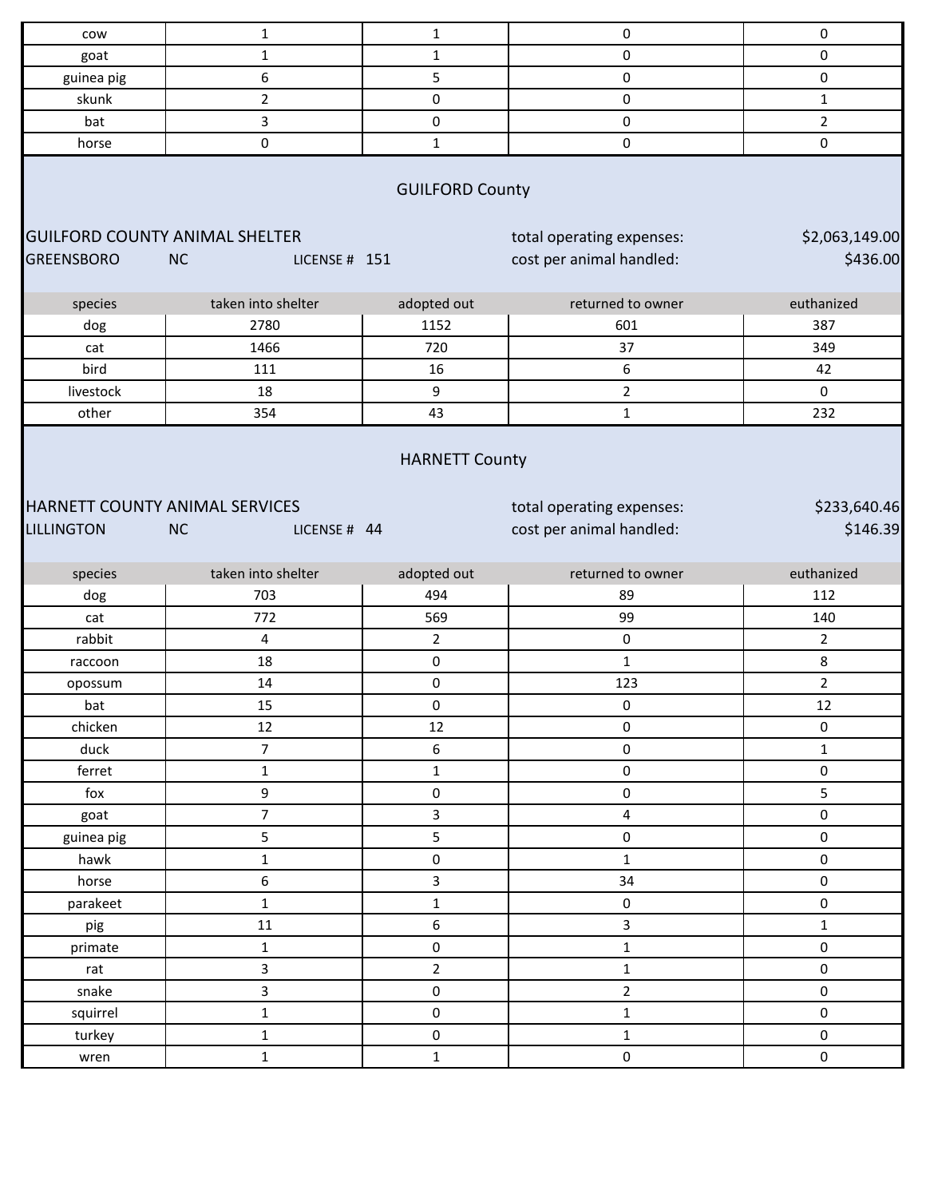| | | | | |
|---|---|---|---|---|
| cow | 1 | 1 | 0 | 0 |
| goat | 1 | 1 | 0 | 0 |
| guinea pig | 6 | 5 | 0 | 0 |
| skunk | 2 | 0 | 0 | 1 |
| bat | 3 | 0 | 0 | 2 |
| horse | 0 | 1 | 0 | 0 |

## GUILFORD County

GUILFORD COUNTY ANIMAL SHELTER
GREENSBORO NC LICENSE # 151

total operating expenses: $2,063,149.00
cost per animal handled: $436.00

| species | taken into shelter | adopted out | returned to owner | euthanized |
|---|---|---|---|---|
| dog | 2780 | 1152 | 601 | 387 |
| cat | 1466 | 720 | 37 | 349 |
| bird | 111 | 16 | 6 | 42 |
| livestock | 18 | 9 | 2 | 0 |
| other | 354 | 43 | 1 | 232 |

## HARNETT County

HARNETT COUNTY ANIMAL SERVICES
LILLINGTON NC LICENSE # 44

total operating expenses: $233,640.46
cost per animal handled: $146.39

| species | taken into shelter | adopted out | returned to owner | euthanized |
|---|---|---|---|---|
| dog | 703 | 494 | 89 | 112 |
| cat | 772 | 569 | 99 | 140 |
| rabbit | 4 | 2 | 0 | 2 |
| raccoon | 18 | 0 | 1 | 8 |
| opossum | 14 | 0 | 123 | 2 |
| bat | 15 | 0 | 0 | 12 |
| chicken | 12 | 12 | 0 | 0 |
| duck | 7 | 6 | 0 | 1 |
| ferret | 1 | 1 | 0 | 0 |
| fox | 9 | 0 | 0 | 5 |
| goat | 7 | 3 | 4 | 0 |
| guinea pig | 5 | 5 | 0 | 0 |
| hawk | 1 | 0 | 1 | 0 |
| horse | 6 | 3 | 34 | 0 |
| parakeet | 1 | 1 | 0 | 0 |
| pig | 11 | 6 | 3 | 1 |
| primate | 1 | 0 | 1 | 0 |
| rat | 3 | 2 | 1 | 0 |
| snake | 3 | 0 | 2 | 0 |
| squirrel | 1 | 0 | 1 | 0 |
| turkey | 1 | 0 | 1 | 0 |
| wren | 1 | 1 | 0 | 0 |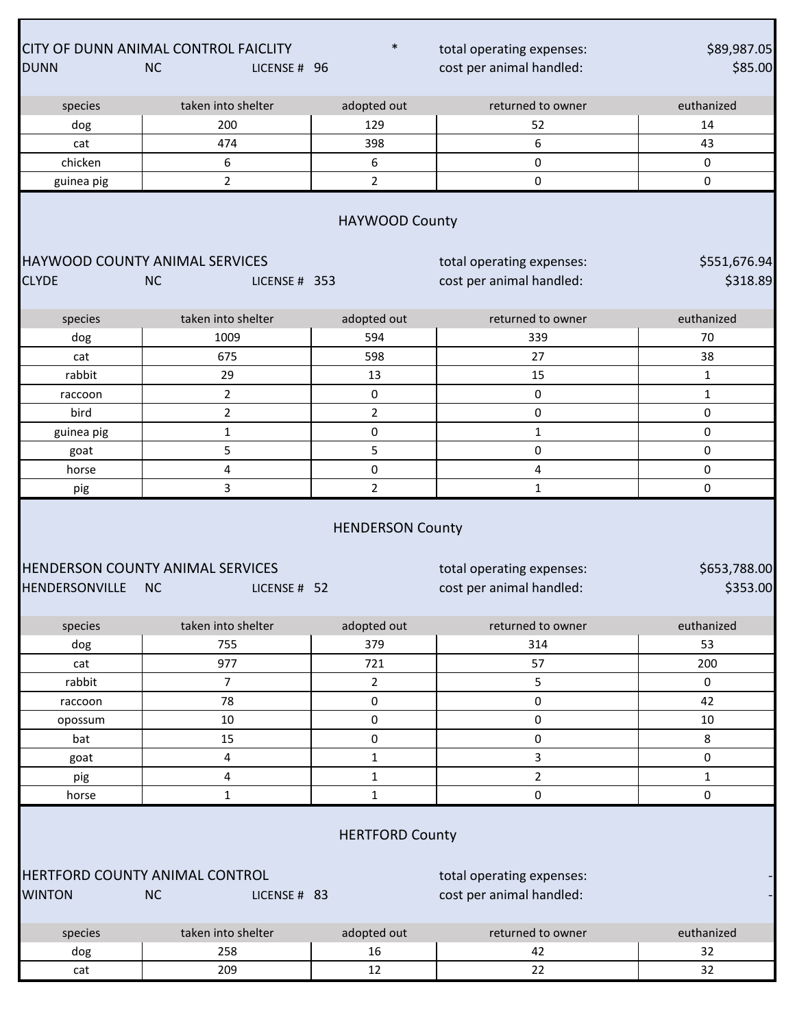CITY OF DUNN ANIMAL CONTROL FAICLITY *
DUNN NC LICENSE # 96

total operating expenses: $89,987.05
cost per animal handled: $85.00

| species | taken into shelter | adopted out | returned to owner | euthanized |
|---|---|---|---|---|
| dog | 200 | 129 | 52 | 14 |
| cat | 474 | 398 | 6 | 43 |
| chicken | 6 | 6 | 0 | 0 |
| guinea pig | 2 | 2 | 0 | 0 |

## HAYWOOD County

HAYWOOD COUNTY ANIMAL SERVICES
CLYDE NC LICENSE # 353

total operating expenses: $551,676.94
cost per animal handled: $318.89

| species | taken into shelter | adopted out | returned to owner | euthanized |
|---|---|---|---|---|
| dog | 1009 | 594 | 339 | 70 |
| cat | 675 | 598 | 27 | 38 |
| rabbit | 29 | 13 | 15 | 1 |
| raccoon | 2 | 0 | 0 | 1 |
| bird | 2 | 2 | 0 | 0 |
| guinea pig | 1 | 0 | 1 | 0 |
| goat | 5 | 5 | 0 | 0 |
| horse | 4 | 0 | 4 | 0 |
| pig | 3 | 2 | 1 | 0 |

## HENDERSON County

HENDERSON COUNTY ANIMAL SERVICES
HENDERSONVILLE NC LICENSE # 52

total operating expenses: $653,788.00
cost per animal handled: $353.00

| species | taken into shelter | adopted out | returned to owner | euthanized |
|---|---|---|---|---|
| dog | 755 | 379 | 314 | 53 |
| cat | 977 | 721 | 57 | 200 |
| rabbit | 7 | 2 | 5 | 0 |
| raccoon | 78 | 0 | 0 | 42 |
| opossum | 10 | 0 | 0 | 10 |
| bat | 15 | 0 | 0 | 8 |
| goat | 4 | 1 | 3 | 0 |
| pig | 4 | 1 | 2 | 1 |
| horse | 1 | 1 | 0 | 0 |

## HERTFORD County

HERTFORD COUNTY ANIMAL CONTROL
WINTON NC LICENSE # 83

total operating expenses: -
cost per animal handled: -

| species | taken into shelter | adopted out | returned to owner | euthanized |
|---|---|---|---|---|
| dog | 258 | 16 | 42 | 32 |
| cat | 209 | 12 | 22 | 32 |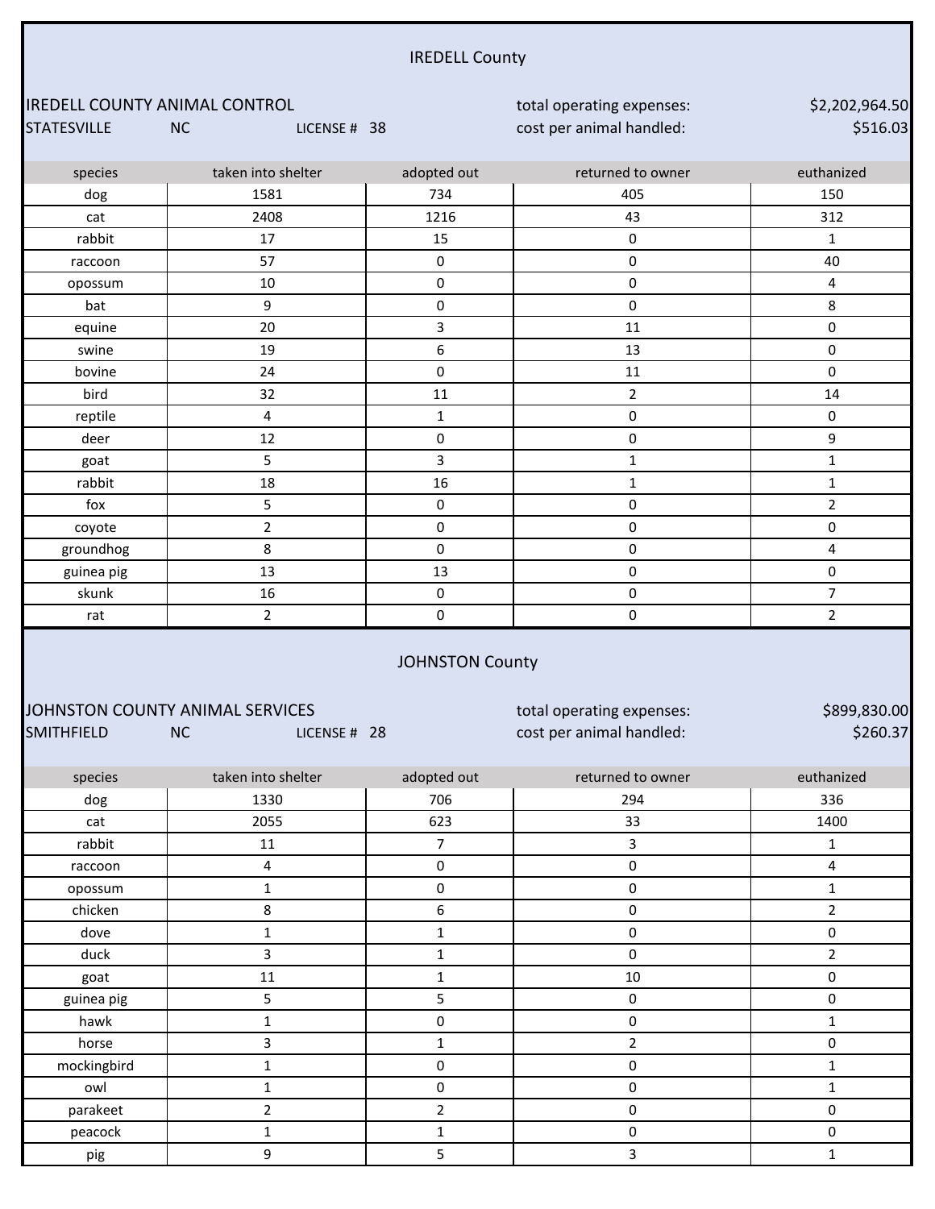## IREDELL County

IREDELL COUNTY ANIMAL CONTROL — total operating expenses: $2,202,964.50

STATESVILLE NC LICENSE # 38 — cost per animal handled: $516.03

| species | taken into shelter | adopted out | returned to owner | euthanized |
|---|---|---|---|---|
| dog | 1581 | 734 | 405 | 150 |
| cat | 2408 | 1216 | 43 | 312 |
| rabbit | 17 | 15 | 0 | 1 |
| raccoon | 57 | 0 | 0 | 40 |
| opossum | 10 | 0 | 0 | 4 |
| bat | 9 | 0 | 0 | 8 |
| equine | 20 | 3 | 11 | 0 |
| swine | 19 | 6 | 13 | 0 |
| bovine | 24 | 0 | 11 | 0 |
| bird | 32 | 11 | 2 | 14 |
| reptile | 4 | 1 | 0 | 0 |
| deer | 12 | 0 | 0 | 9 |
| goat | 5 | 3 | 1 | 1 |
| rabbit | 18 | 16 | 1 | 1 |
| fox | 5 | 0 | 0 | 2 |
| coyote | 2 | 0 | 0 | 0 |
| groundhog | 8 | 0 | 0 | 4 |
| guinea pig | 13 | 13 | 0 | 0 |
| skunk | 16 | 0 | 0 | 7 |
| rat | 2 | 0 | 0 | 2 |

## JOHNSTON County

JOHNSTON COUNTY ANIMAL SERVICES — total operating expenses: $899,830.00

SMITHFIELD NC LICENSE # 28 — cost per animal handled: $260.37

| species | taken into shelter | adopted out | returned to owner | euthanized |
|---|---|---|---|---|
| dog | 1330 | 706 | 294 | 336 |
| cat | 2055 | 623 | 33 | 1400 |
| rabbit | 11 | 7 | 3 | 1 |
| raccoon | 4 | 0 | 0 | 4 |
| opossum | 1 | 0 | 0 | 1 |
| chicken | 8 | 6 | 0 | 2 |
| dove | 1 | 1 | 0 | 0 |
| duck | 3 | 1 | 0 | 2 |
| goat | 11 | 1 | 10 | 0 |
| guinea pig | 5 | 5 | 0 | 0 |
| hawk | 1 | 0 | 0 | 1 |
| horse | 3 | 1 | 2 | 0 |
| mockingbird | 1 | 0 | 0 | 1 |
| owl | 1 | 0 | 0 | 1 |
| parakeet | 2 | 2 | 0 | 0 |
| peacock | 1 | 1 | 0 | 0 |
| pig | 9 | 5 | 3 | 1 |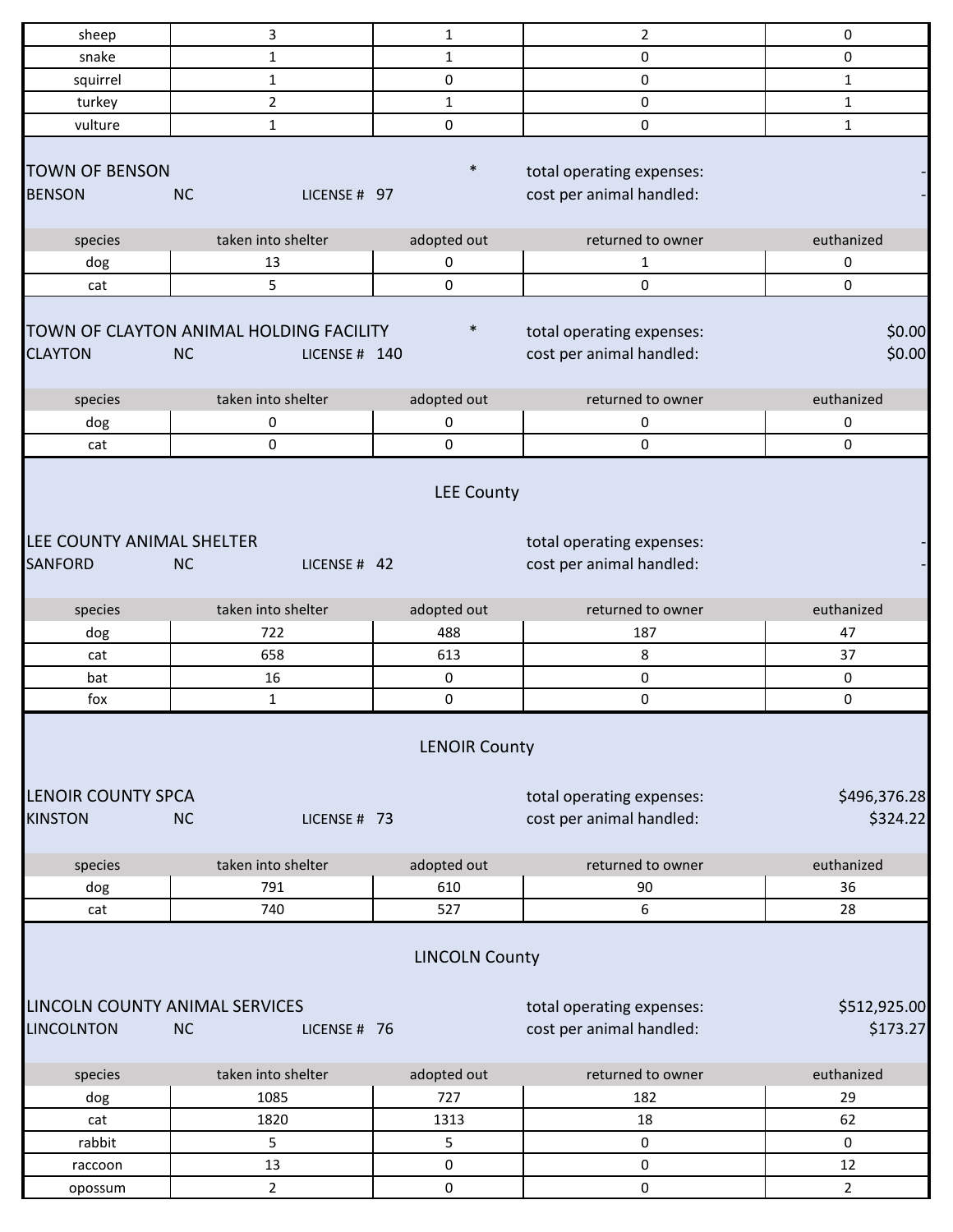| | | | | |
|---|---|---|---|---|
| sheep | 3 | 1 | 2 | 0 |
| snake | 1 | 1 | 0 | 0 |
| squirrel | 1 | 0 | 0 | 1 |
| turkey | 2 | 1 | 0 | 1 |
| vulture | 1 | 0 | 0 | 1 |

TOWN OF BENSON *
BENSON NC LICENSE # 97

total operating expenses: -
cost per animal handled: -

| species | taken into shelter | adopted out | returned to owner | euthanized |
|---|---|---|---|---|
| dog | 13 | 0 | 1 | 0 |
| cat | 5 | 0 | 0 | 0 |

TOWN OF CLAYTON ANIMAL HOLDING FACILITY *
CLAYTON NC LICENSE # 140

total operating expenses: $0.00
cost per animal handled: $0.00

| species | taken into shelter | adopted out | returned to owner | euthanized |
|---|---|---|---|---|
| dog | 0 | 0 | 0 | 0 |
| cat | 0 | 0 | 0 | 0 |

## LEE County

LEE COUNTY ANIMAL SHELTER
SANFORD NC LICENSE # 42

total operating expenses: -
cost per animal handled: -

| species | taken into shelter | adopted out | returned to owner | euthanized |
|---|---|---|---|---|
| dog | 722 | 488 | 187 | 47 |
| cat | 658 | 613 | 8 | 37 |
| bat | 16 | 0 | 0 | 0 |
| fox | 1 | 0 | 0 | 0 |

## LENOIR County

LENOIR COUNTY SPCA
KINSTON NC LICENSE # 73

total operating expenses: $496,376.28
cost per animal handled: $324.22

| species | taken into shelter | adopted out | returned to owner | euthanized |
|---|---|---|---|---|
| dog | 791 | 610 | 90 | 36 |
| cat | 740 | 527 | 6 | 28 |

## LINCOLN County

LINCOLN COUNTY ANIMAL SERVICES
LINCOLNTON NC LICENSE # 76

total operating expenses: $512,925.00
cost per animal handled: $173.27

| species | taken into shelter | adopted out | returned to owner | euthanized |
|---|---|---|---|---|
| dog | 1085 | 727 | 182 | 29 |
| cat | 1820 | 1313 | 18 | 62 |
| rabbit | 5 | 5 | 0 | 0 |
| raccoon | 13 | 0 | 0 | 12 |
| opossum | 2 | 0 | 0 | 2 |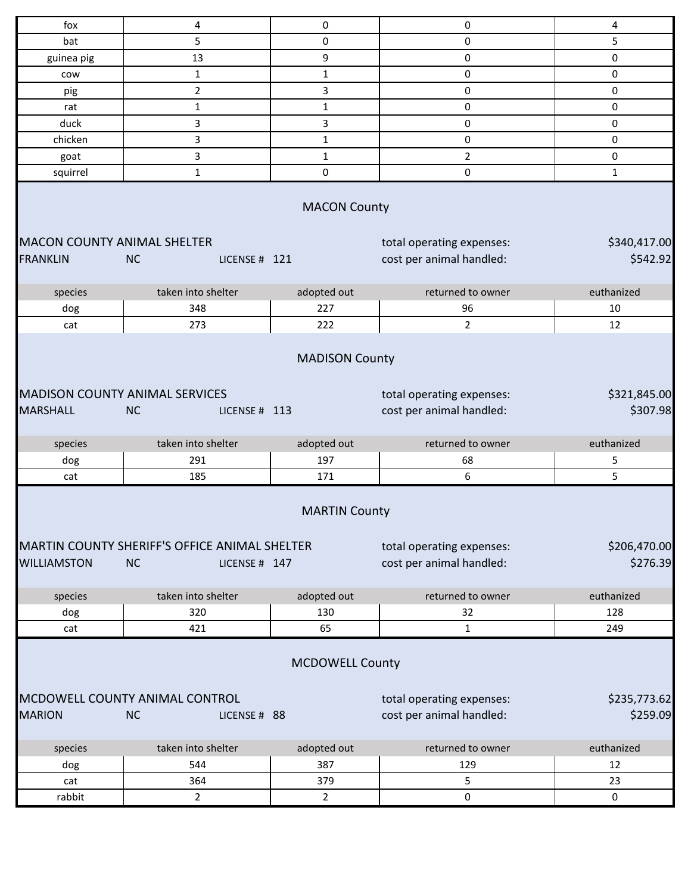| | | | | |
|---|---|---|---|---|
| fox | 4 | 0 | 0 | 4 |
| bat | 5 | 0 | 0 | 5 |
| guinea pig | 13 | 9 | 0 | 0 |
| cow | 1 | 1 | 0 | 0 |
| pig | 2 | 3 | 0 | 0 |
| rat | 1 | 1 | 0 | 0 |
| duck | 3 | 3 | 0 | 0 |
| chicken | 3 | 1 | 0 | 0 |
| goat | 3 | 1 | 2 | 0 |
| squirrel | 1 | 0 | 0 | 1 |

## MACON County

MACON COUNTY ANIMAL SHELTER
FRANKLIN NC LICENSE # 121

total operating expenses: $340,417.00
cost per animal handled: $542.92

| species | taken into shelter | adopted out | returned to owner | euthanized |
|---|---|---|---|---|
| dog | 348 | 227 | 96 | 10 |
| cat | 273 | 222 | 2 | 12 |

## MADISON County

MADISON COUNTY ANIMAL SERVICES
MARSHALL NC LICENSE # 113

total operating expenses: $321,845.00
cost per animal handled: $307.98

| species | taken into shelter | adopted out | returned to owner | euthanized |
|---|---|---|---|---|
| dog | 291 | 197 | 68 | 5 |
| cat | 185 | 171 | 6 | 5 |

## MARTIN County

MARTIN COUNTY SHERIFF'S OFFICE ANIMAL SHELTER
WILLIAMSTON NC LICENSE # 147

total operating expenses: $206,470.00
cost per animal handled: $276.39

| species | taken into shelter | adopted out | returned to owner | euthanized |
|---|---|---|---|---|
| dog | 320 | 130 | 32 | 128 |
| cat | 421 | 65 | 1 | 249 |

## MCDOWELL County

MCDOWELL COUNTY ANIMAL CONTROL
MARION NC LICENSE # 88

total operating expenses: $235,773.62
cost per animal handled: $259.09

| species | taken into shelter | adopted out | returned to owner | euthanized |
|---|---|---|---|---|
| dog | 544 | 387 | 129 | 12 |
| cat | 364 | 379 | 5 | 23 |
| rabbit | 2 | 2 | 0 | 0 |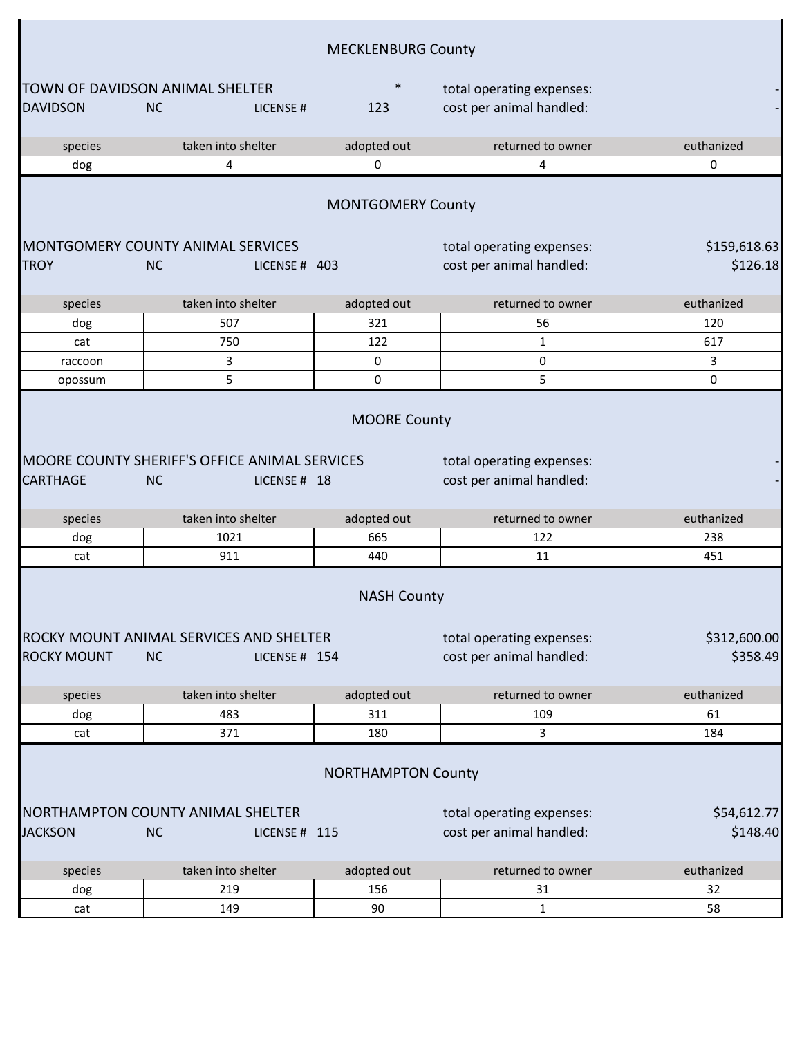## MECKLENBURG County

TOWN OF DAVIDSON ANIMAL SHELTER *
DAVIDSON NC LICENSE # 123

total operating expenses: -
cost per animal handled: -

| species | taken into shelter | adopted out | returned to owner | euthanized |
|---|---|---|---|---|
| dog | 4 | 0 | 4 | 0 |

## MONTGOMERY County

MONTGOMERY COUNTY ANIMAL SERVICES
TROY NC LICENSE # 403

total operating expenses: $159,618.63
cost per animal handled: $126.18

| species | taken into shelter | adopted out | returned to owner | euthanized |
|---|---|---|---|---|
| dog | 507 | 321 | 56 | 120 |
| cat | 750 | 122 | 1 | 617 |
| raccoon | 3 | 0 | 0 | 3 |
| opossum | 5 | 0 | 5 | 0 |

## MOORE County

MOORE COUNTY SHERIFF'S OFFICE ANIMAL SERVICES
CARTHAGE NC LICENSE # 18

total operating expenses: -
cost per animal handled: -

| species | taken into shelter | adopted out | returned to owner | euthanized |
|---|---|---|---|---|
| dog | 1021 | 665 | 122 | 238 |
| cat | 911 | 440 | 11 | 451 |

## NASH County

ROCKY MOUNT ANIMAL SERVICES AND SHELTER
ROCKY MOUNT NC LICENSE # 154

total operating expenses: $312,600.00
cost per animal handled: $358.49

| species | taken into shelter | adopted out | returned to owner | euthanized |
|---|---|---|---|---|
| dog | 483 | 311 | 109 | 61 |
| cat | 371 | 180 | 3 | 184 |

## NORTHAMPTON County

NORTHAMPTON COUNTY ANIMAL SHELTER
JACKSON NC LICENSE # 115

total operating expenses: $54,612.77
cost per animal handled: $148.40

| species | taken into shelter | adopted out | returned to owner | euthanized |
|---|---|---|---|---|
| dog | 219 | 156 | 31 | 32 |
| cat | 149 | 90 | 1 | 58 |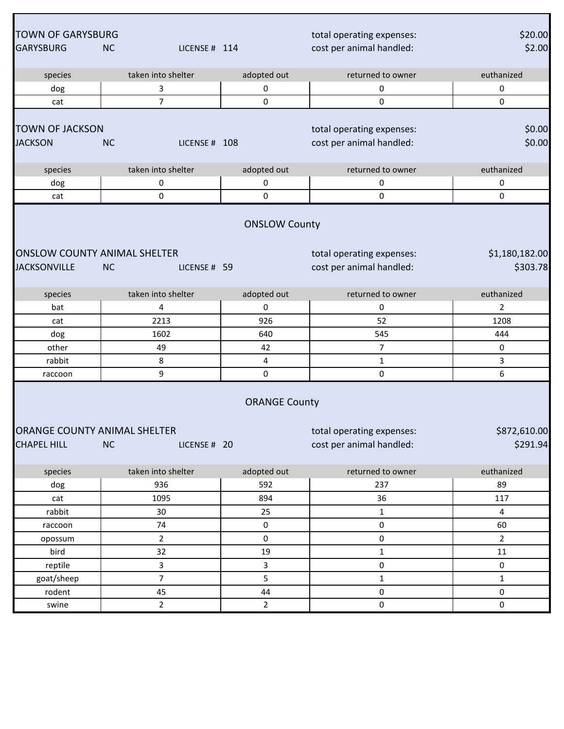TOWN OF GARYSBURG
GARYSBURG NC LICENSE # 114

total operating expenses: $20.00
cost per animal handled: $2.00

| species | taken into shelter | adopted out | returned to owner | euthanized |
|---|---|---|---|---|
| dog | 3 | 0 | 0 | 0 |
| cat | 7 | 0 | 0 | 0 |

TOWN OF JACKSON
JACKSON NC LICENSE # 108

total operating expenses: $0.00
cost per animal handled: $0.00

| species | taken into shelter | adopted out | returned to owner | euthanized |
|---|---|---|---|---|
| dog | 0 | 0 | 0 | 0 |
| cat | 0 | 0 | 0 | 0 |

## ONSLOW County

ONSLOW COUNTY ANIMAL SHELTER
JACKSONVILLE NC LICENSE # 59

total operating expenses: $1,180,182.00
cost per animal handled: $303.78

| species | taken into shelter | adopted out | returned to owner | euthanized |
|---|---|---|---|---|
| bat | 4 | 0 | 0 | 2 |
| cat | 2213 | 926 | 52 | 1208 |
| dog | 1602 | 640 | 545 | 444 |
| other | 49 | 42 | 7 | 0 |
| rabbit | 8 | 4 | 1 | 3 |
| raccoon | 9 | 0 | 0 | 6 |

## ORANGE County

ORANGE COUNTY ANIMAL SHELTER
CHAPEL HILL NC LICENSE # 20

total operating expenses: $872,610.00
cost per animal handled: $291.94

| species | taken into shelter | adopted out | returned to owner | euthanized |
|---|---|---|---|---|
| dog | 936 | 592 | 237 | 89 |
| cat | 1095 | 894 | 36 | 117 |
| rabbit | 30 | 25 | 1 | 4 |
| raccoon | 74 | 0 | 0 | 60 |
| opossum | 2 | 0 | 0 | 2 |
| bird | 32 | 19 | 1 | 11 |
| reptile | 3 | 3 | 0 | 0 |
| goat/sheep | 7 | 5 | 1 | 1 |
| rodent | 45 | 44 | 0 | 0 |
| swine | 2 | 2 | 0 | 0 |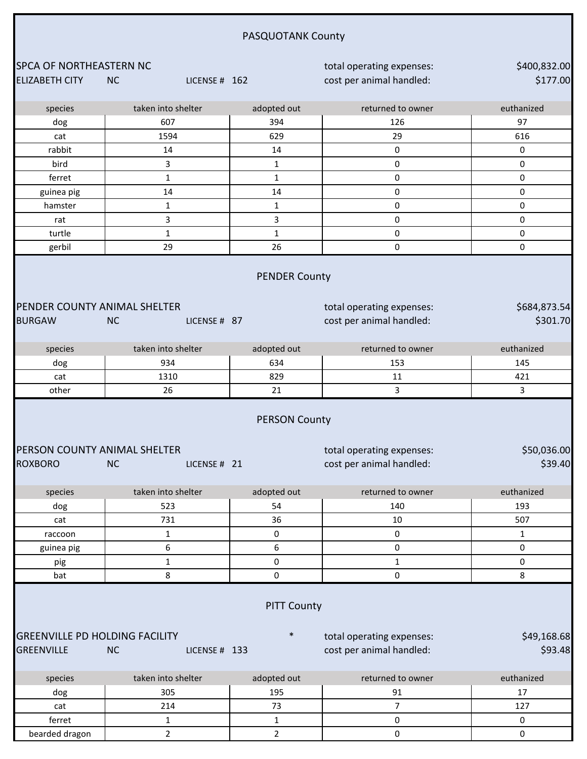## PASQUOTANK County

SPCA OF NORTHEASTERN NC
ELIZABETH CITY NC LICENSE # 162

total operating expenses: $400,832.00
cost per animal handled: $177.00

| species | taken into shelter | adopted out | returned to owner | euthanized |
|---|---|---|---|---|
| dog | 607 | 394 | 126 | 97 |
| cat | 1594 | 629 | 29 | 616 |
| rabbit | 14 | 14 | 0 | 0 |
| bird | 3 | 1 | 0 | 0 |
| ferret | 1 | 1 | 0 | 0 |
| guinea pig | 14 | 14 | 0 | 0 |
| hamster | 1 | 1 | 0 | 0 |
| rat | 3 | 3 | 0 | 0 |
| turtle | 1 | 1 | 0 | 0 |
| gerbil | 29 | 26 | 0 | 0 |

## PENDER County

PENDER COUNTY ANIMAL SHELTER
BURGAW NC LICENSE # 87

total operating expenses: $684,873.54
cost per animal handled: $301.70

| species | taken into shelter | adopted out | returned to owner | euthanized |
|---|---|---|---|---|
| dog | 934 | 634 | 153 | 145 |
| cat | 1310 | 829 | 11 | 421 |
| other | 26 | 21 | 3 | 3 |

## PERSON County

PERSON COUNTY ANIMAL SHELTER
ROXBORO NC LICENSE # 21

total operating expenses: $50,036.00
cost per animal handled: $39.40

| species | taken into shelter | adopted out | returned to owner | euthanized |
|---|---|---|---|---|
| dog | 523 | 54 | 140 | 193 |
| cat | 731 | 36 | 10 | 507 |
| raccoon | 1 | 0 | 0 | 1 |
| guinea pig | 6 | 6 | 0 | 0 |
| pig | 1 | 0 | 1 | 0 |
| bat | 8 | 0 | 0 | 8 |

## PITT County

GREENVILLE PD HOLDING FACILITY *
GREENVILLE NC LICENSE # 133

total operating expenses: $49,168.68
cost per animal handled: $93.48

| species | taken into shelter | adopted out | returned to owner | euthanized |
|---|---|---|---|---|
| dog | 305 | 195 | 91 | 17 |
| cat | 214 | 73 | 7 | 127 |
| ferret | 1 | 1 | 0 | 0 |
| bearded dragon | 2 | 2 | 0 | 0 |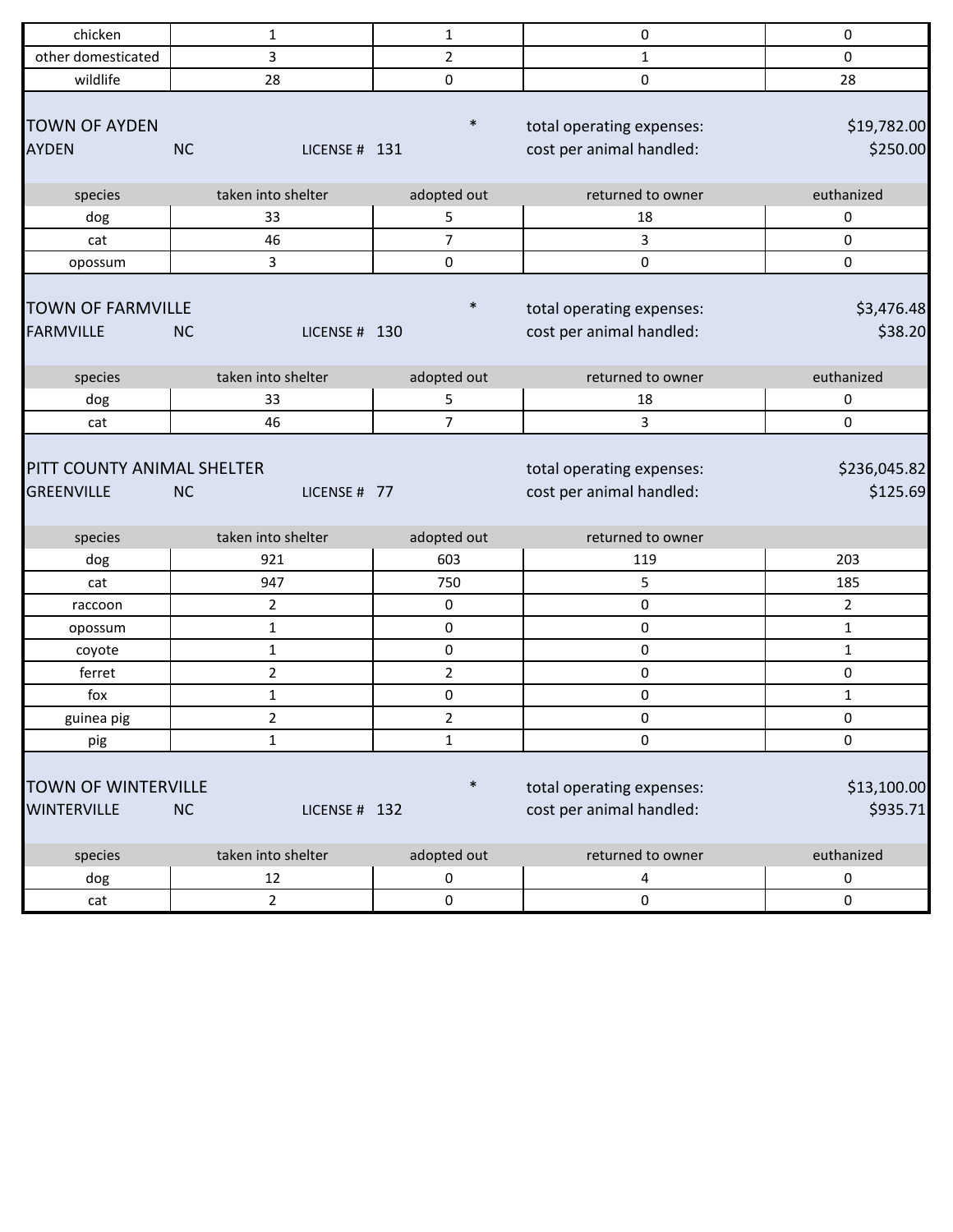| | | | | |
|---|---|---|---|---|
| chicken | 1 | 1 | 0 | 0 |
| other domesticated | 3 | 2 | 1 | 0 |
| wildlife | 28 | 0 | 0 | 28 |

TOWN OF AYDEN *
AYDEN NC LICENSE # 131

total operating expenses: $19,782.00
cost per animal handled: $250.00

| species | taken into shelter | adopted out | returned to owner | euthanized |
|---|---|---|---|---|
| dog | 33 | 5 | 18 | 0 |
| cat | 46 | 7 | 3 | 0 |
| opossum | 3 | 0 | 0 | 0 |

TOWN OF FARMVILLE *
FARMVILLE NC LICENSE # 130

total operating expenses: $3,476.48
cost per animal handled: $38.20

| species | taken into shelter | adopted out | returned to owner | euthanized |
|---|---|---|---|---|
| dog | 33 | 5 | 18 | 0 |
| cat | 46 | 7 | 3 | 0 |

PITT COUNTY ANIMAL SHELTER
GREENVILLE NC LICENSE # 77

total operating expenses: $236,045.82
cost per animal handled: $125.69

| species | taken into shelter | adopted out | returned to owner | |
|---|---|---|---|---|
| dog | 921 | 603 | 119 | 203 |
| cat | 947 | 750 | 5 | 185 |
| raccoon | 2 | 0 | 0 | 2 |
| opossum | 1 | 0 | 0 | 1 |
| coyote | 1 | 0 | 0 | 1 |
| ferret | 2 | 2 | 0 | 0 |
| fox | 1 | 0 | 0 | 1 |
| guinea pig | 2 | 2 | 0 | 0 |
| pig | 1 | 1 | 0 | 0 |

TOWN OF WINTERVILLE *
WINTERVILLE NC LICENSE # 132

total operating expenses: $13,100.00
cost per animal handled: $935.71

| species | taken into shelter | adopted out | returned to owner | euthanized |
|---|---|---|---|---|
| dog | 12 | 0 | 4 | 0 |
| cat | 2 | 0 | 0 | 0 |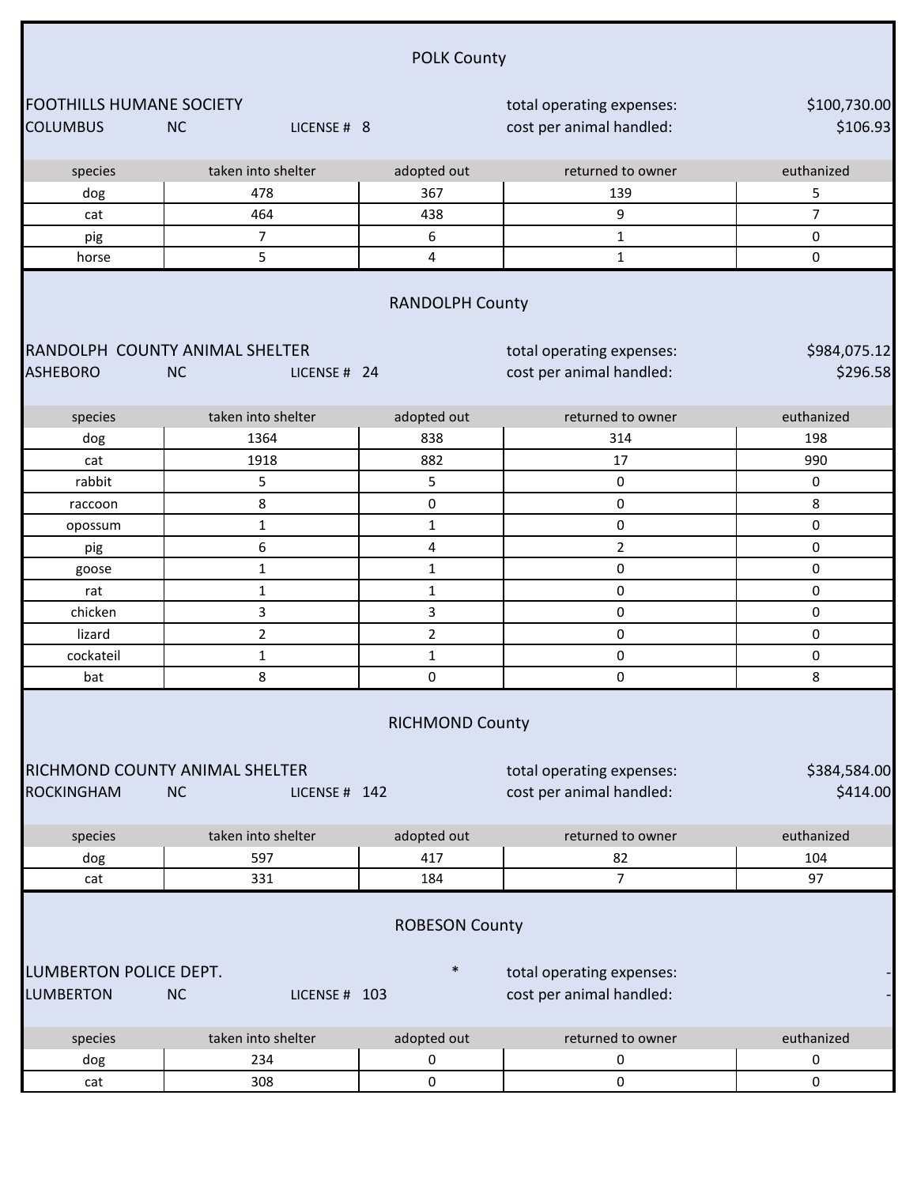## POLK County

FOOTHILLS HUMANE SOCIETY
COLUMBUS NC LICENSE # 8

total operating expenses: $100,730.00
cost per animal handled: $106.93

| species | taken into shelter | adopted out | returned to owner | euthanized |
|---|---|---|---|---|
| dog | 478 | 367 | 139 | 5 |
| cat | 464 | 438 | 9 | 7 |
| pig | 7 | 6 | 1 | 0 |
| horse | 5 | 4 | 1 | 0 |

## RANDOLPH County

RANDOLPH COUNTY ANIMAL SHELTER
ASHEBORO NC LICENSE # 24

total operating expenses: $984,075.12
cost per animal handled: $296.58

| species | taken into shelter | adopted out | returned to owner | euthanized |
|---|---|---|---|---|
| dog | 1364 | 838 | 314 | 198 |
| cat | 1918 | 882 | 17 | 990 |
| rabbit | 5 | 5 | 0 | 0 |
| raccoon | 8 | 0 | 0 | 8 |
| opossum | 1 | 1 | 0 | 0 |
| pig | 6 | 4 | 2 | 0 |
| goose | 1 | 1 | 0 | 0 |
| rat | 1 | 1 | 0 | 0 |
| chicken | 3 | 3 | 0 | 0 |
| lizard | 2 | 2 | 0 | 0 |
| cockateil | 1 | 1 | 0 | 0 |
| bat | 8 | 0 | 0 | 8 |

## RICHMOND County

RICHMOND COUNTY ANIMAL SHELTER
ROCKINGHAM NC LICENSE # 142

total operating expenses: $384,584.00
cost per animal handled: $414.00

| species | taken into shelter | adopted out | returned to owner | euthanized |
|---|---|---|---|---|
| dog | 597 | 417 | 82 | 104 |
| cat | 331 | 184 | 7 | 97 |

## ROBESON County

LUMBERTON POLICE DEPT. *
LUMBERTON NC LICENSE # 103

total operating expenses: -
cost per animal handled: -

| species | taken into shelter | adopted out | returned to owner | euthanized |
|---|---|---|---|---|
| dog | 234 | 0 | 0 | 0 |
| cat | 308 | 0 | 0 | 0 |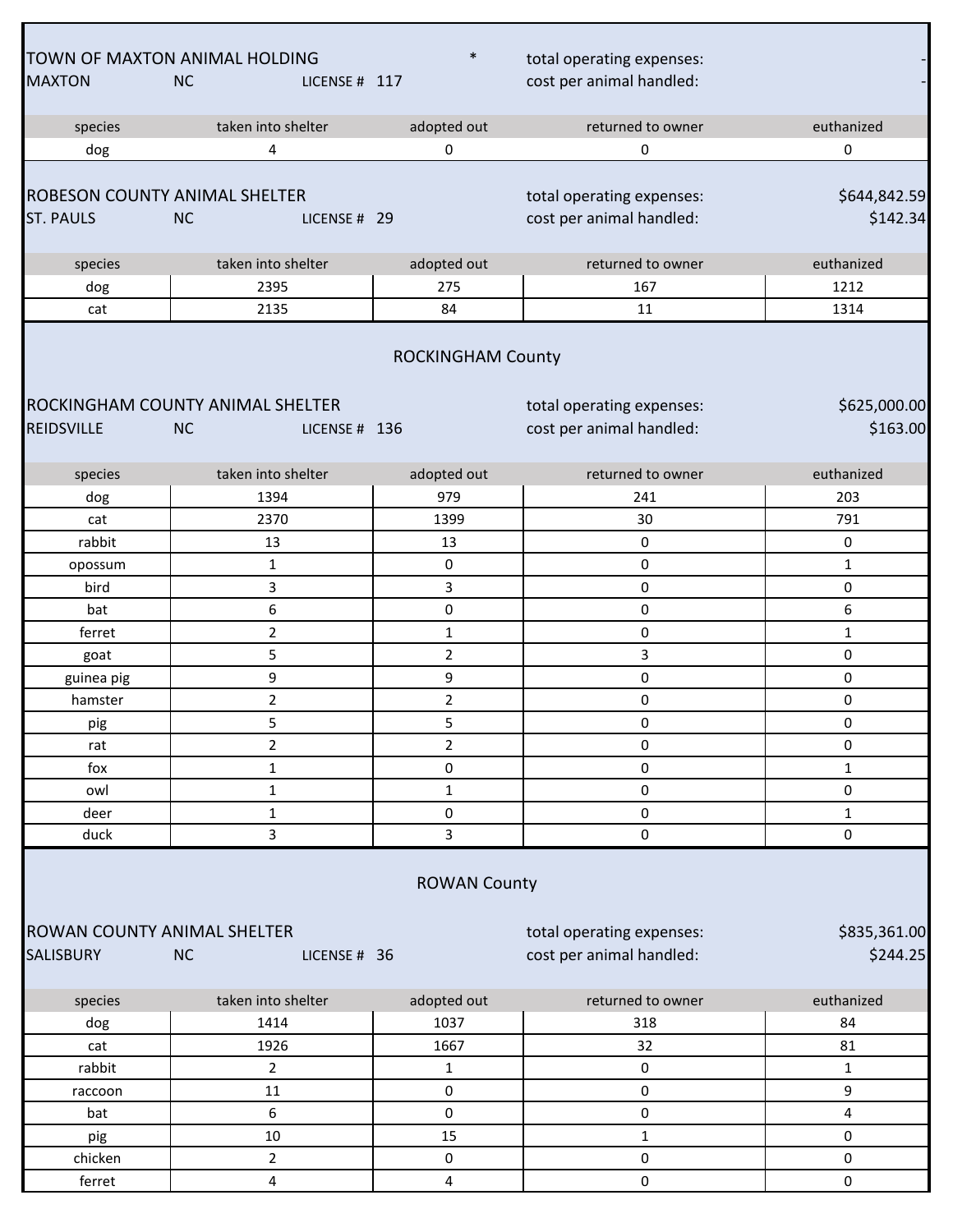TOWN OF MAXTON ANIMAL HOLDING * total operating expenses: -
MAXTON NC LICENSE # 117 cost per animal handled: -

| species | taken into shelter | adopted out | returned to owner | euthanized |
|---|---|---|---|---|
| dog | 4 | 0 | 0 | 0 |

ROBESON COUNTY ANIMAL SHELTER total operating expenses: $644,842.59
ST. PAULS NC LICENSE # 29 cost per animal handled: $142.34

| species | taken into shelter | adopted out | returned to owner | euthanized |
|---|---|---|---|---|
| dog | 2395 | 275 | 167 | 1212 |
| cat | 2135 | 84 | 11 | 1314 |

## ROCKINGHAM County

ROCKINGHAM COUNTY ANIMAL SHELTER total operating expenses: $625,000.00
REIDSVILLE NC LICENSE # 136 cost per animal handled: $163.00

| species | taken into shelter | adopted out | returned to owner | euthanized |
|---|---|---|---|---|
| dog | 1394 | 979 | 241 | 203 |
| cat | 2370 | 1399 | 30 | 791 |
| rabbit | 13 | 13 | 0 | 0 |
| opossum | 1 | 0 | 0 | 1 |
| bird | 3 | 3 | 0 | 0 |
| bat | 6 | 0 | 0 | 6 |
| ferret | 2 | 1 | 0 | 1 |
| goat | 5 | 2 | 3 | 0 |
| guinea pig | 9 | 9 | 0 | 0 |
| hamster | 2 | 2 | 0 | 0 |
| pig | 5 | 5 | 0 | 0 |
| rat | 2 | 2 | 0 | 0 |
| fox | 1 | 0 | 0 | 1 |
| owl | 1 | 1 | 0 | 0 |
| deer | 1 | 0 | 0 | 1 |
| duck | 3 | 3 | 0 | 0 |

## ROWAN County

ROWAN COUNTY ANIMAL SHELTER total operating expenses: $835,361.00
SALISBURY NC LICENSE # 36 cost per animal handled: $244.25

| species | taken into shelter | adopted out | returned to owner | euthanized |
|---|---|---|---|---|
| dog | 1414 | 1037 | 318 | 84 |
| cat | 1926 | 1667 | 32 | 81 |
| rabbit | 2 | 1 | 0 | 1 |
| raccoon | 11 | 0 | 0 | 9 |
| bat | 6 | 0 | 0 | 4 |
| pig | 10 | 15 | 1 | 0 |
| chicken | 2 | 0 | 0 | 0 |
| ferret | 4 | 4 | 0 | 0 |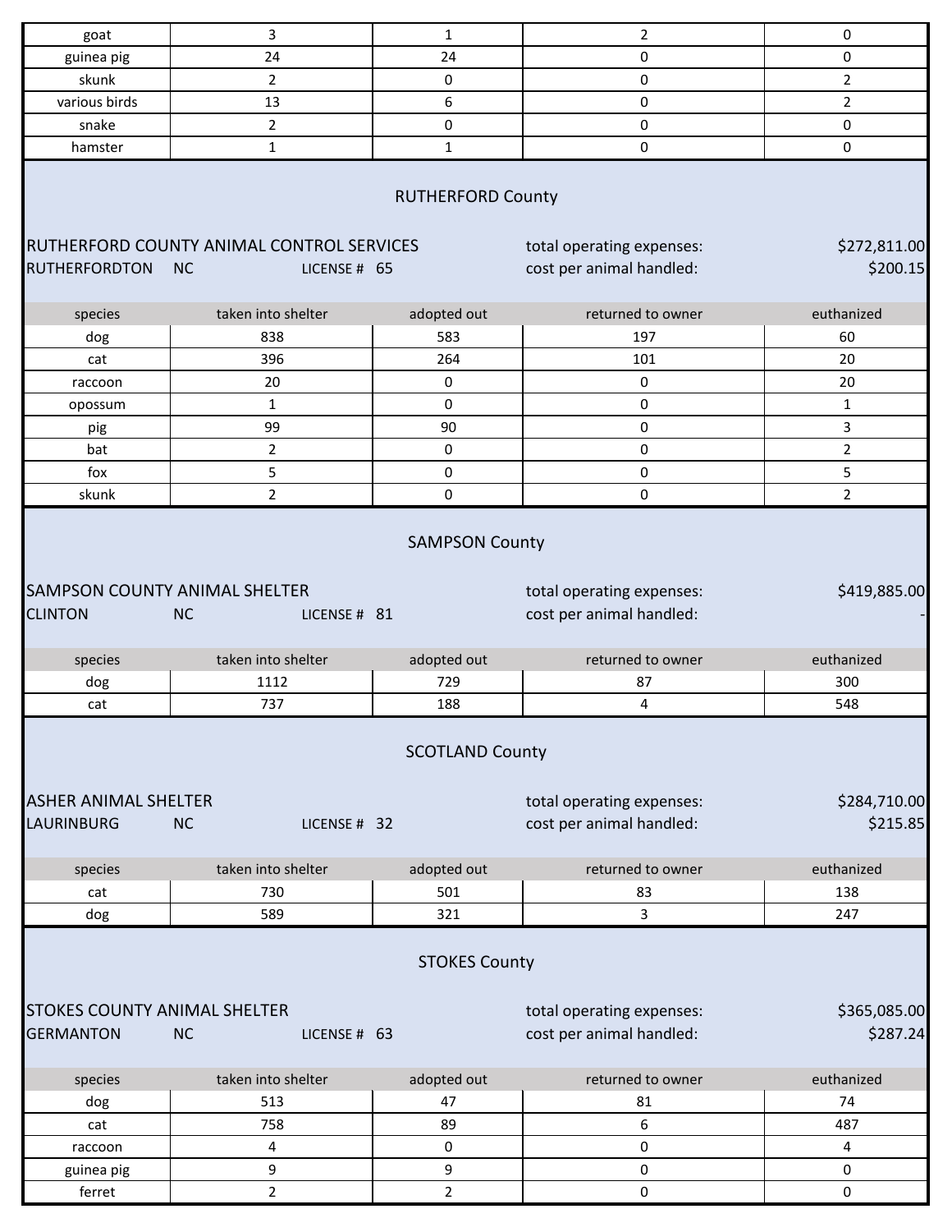| | | | | |
|---|---|---|---|---|
| goat | 3 | 1 | 2 | 0 |
| guinea pig | 24 | 24 | 0 | 0 |
| skunk | 2 | 0 | 0 | 2 |
| various birds | 13 | 6 | 0 | 2 |
| snake | 2 | 0 | 0 | 0 |
| hamster | 1 | 1 | 0 | 0 |

## RUTHERFORD County

RUTHERFORD COUNTY ANIMAL CONTROL SERVICES
RUTHERFORDTON NC LICENSE # 65

total operating expenses: $272,811.00
cost per animal handled: $200.15

| species | taken into shelter | adopted out | returned to owner | euthanized |
|---|---|---|---|---|
| dog | 838 | 583 | 197 | 60 |
| cat | 396 | 264 | 101 | 20 |
| raccoon | 20 | 0 | 0 | 20 |
| opossum | 1 | 0 | 0 | 1 |
| pig | 99 | 90 | 0 | 3 |
| bat | 2 | 0 | 0 | 2 |
| fox | 5 | 0 | 0 | 5 |
| skunk | 2 | 0 | 0 | 2 |

## SAMPSON County

SAMPSON COUNTY ANIMAL SHELTER
CLINTON NC LICENSE # 81

total operating expenses: $419,885.00
cost per animal handled: -

| species | taken into shelter | adopted out | returned to owner | euthanized |
|---|---|---|---|---|
| dog | 1112 | 729 | 87 | 300 |
| cat | 737 | 188 | 4 | 548 |

## SCOTLAND County

ASHER ANIMAL SHELTER
LAURINBURG NC LICENSE # 32

total operating expenses: $284,710.00
cost per animal handled: $215.85

| species | taken into shelter | adopted out | returned to owner | euthanized |
|---|---|---|---|---|
| cat | 730 | 501 | 83 | 138 |
| dog | 589 | 321 | 3 | 247 |

## STOKES County

STOKES COUNTY ANIMAL SHELTER
GERMANTON NC LICENSE # 63

total operating expenses: $365,085.00
cost per animal handled: $287.24

| species | taken into shelter | adopted out | returned to owner | euthanized |
|---|---|---|---|---|
| dog | 513 | 47 | 81 | 74 |
| cat | 758 | 89 | 6 | 487 |
| raccoon | 4 | 0 | 0 | 4 |
| guinea pig | 9 | 9 | 0 | 0 |
| ferret | 2 | 2 | 0 | 0 |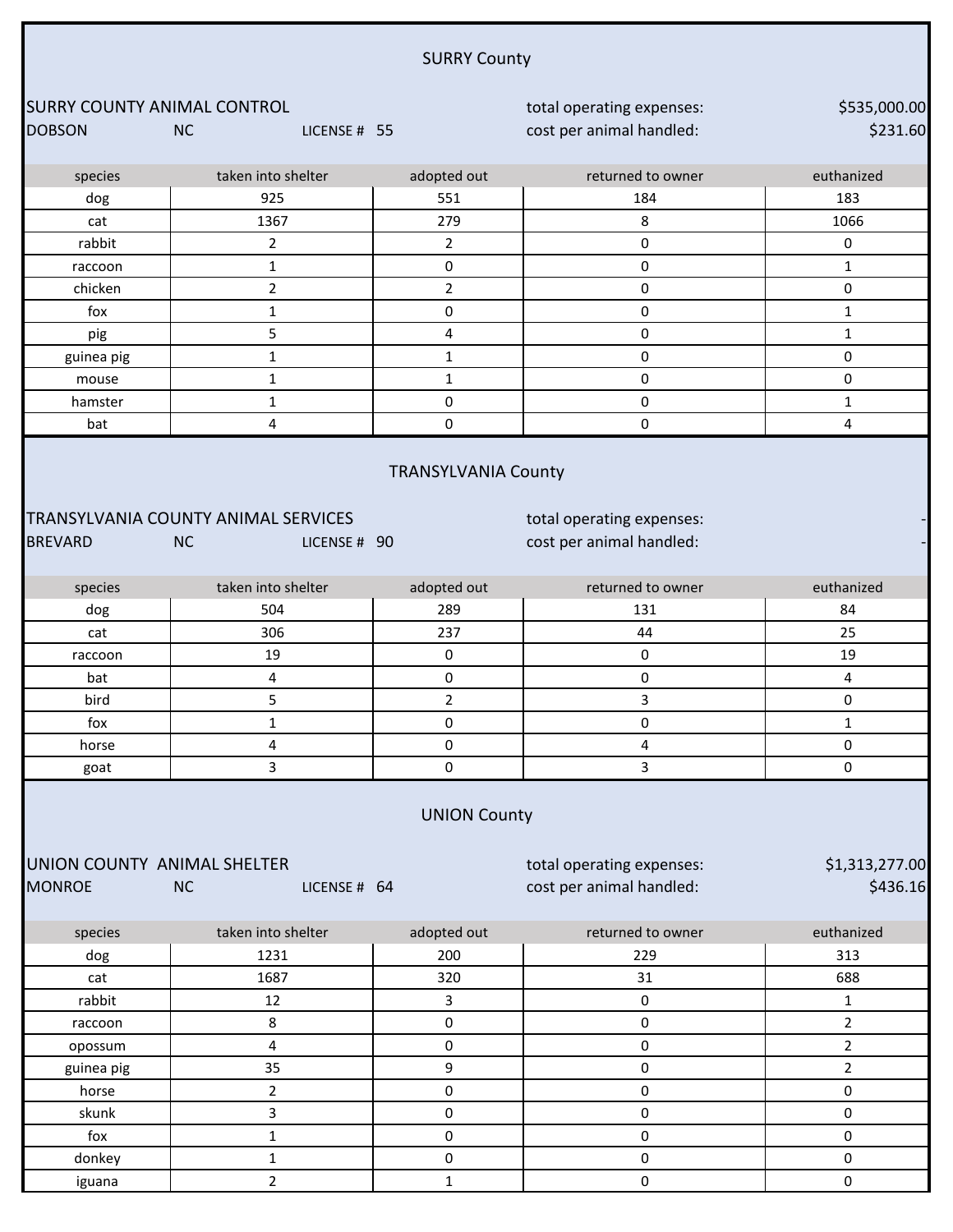## SURRY County

SURRY COUNTY ANIMAL CONTROL
DOBSON NC LICENSE # 55

total operating expenses: $535,000.00
cost per animal handled: $231.60

| species | taken into shelter | adopted out | returned to owner | euthanized |
|---|---|---|---|---|
| dog | 925 | 551 | 184 | 183 |
| cat | 1367 | 279 | 8 | 1066 |
| rabbit | 2 | 2 | 0 | 0 |
| raccoon | 1 | 0 | 0 | 1 |
| chicken | 2 | 2 | 0 | 0 |
| fox | 1 | 0 | 0 | 1 |
| pig | 5 | 4 | 0 | 1 |
| guinea pig | 1 | 1 | 0 | 0 |
| mouse | 1 | 1 | 0 | 0 |
| hamster | 1 | 0 | 0 | 1 |
| bat | 4 | 0 | 0 | 4 |

## TRANSYLVANIA County

TRANSYLVANIA COUNTY ANIMAL SERVICES
BREVARD NC LICENSE # 90

total operating expenses: -
cost per animal handled: -

| species | taken into shelter | adopted out | returned to owner | euthanized |
|---|---|---|---|---|
| dog | 504 | 289 | 131 | 84 |
| cat | 306 | 237 | 44 | 25 |
| raccoon | 19 | 0 | 0 | 19 |
| bat | 4 | 0 | 0 | 4 |
| bird | 5 | 2 | 3 | 0 |
| fox | 1 | 0 | 0 | 1 |
| horse | 4 | 0 | 4 | 0 |
| goat | 3 | 0 | 3 | 0 |

## UNION County

UNION COUNTY ANIMAL SHELTER
MONROE NC LICENSE # 64

total operating expenses: $1,313,277.00
cost per animal handled: $436.16

| species | taken into shelter | adopted out | returned to owner | euthanized |
|---|---|---|---|---|
| dog | 1231 | 200 | 229 | 313 |
| cat | 1687 | 320 | 31 | 688 |
| rabbit | 12 | 3 | 0 | 1 |
| raccoon | 8 | 0 | 0 | 2 |
| opossum | 4 | 0 | 0 | 2 |
| guinea pig | 35 | 9 | 0 | 2 |
| horse | 2 | 0 | 0 | 0 |
| skunk | 3 | 0 | 0 | 0 |
| fox | 1 | 0 | 0 | 0 |
| donkey | 1 | 0 | 0 | 0 |
| iguana | 2 | 1 | 0 | 0 |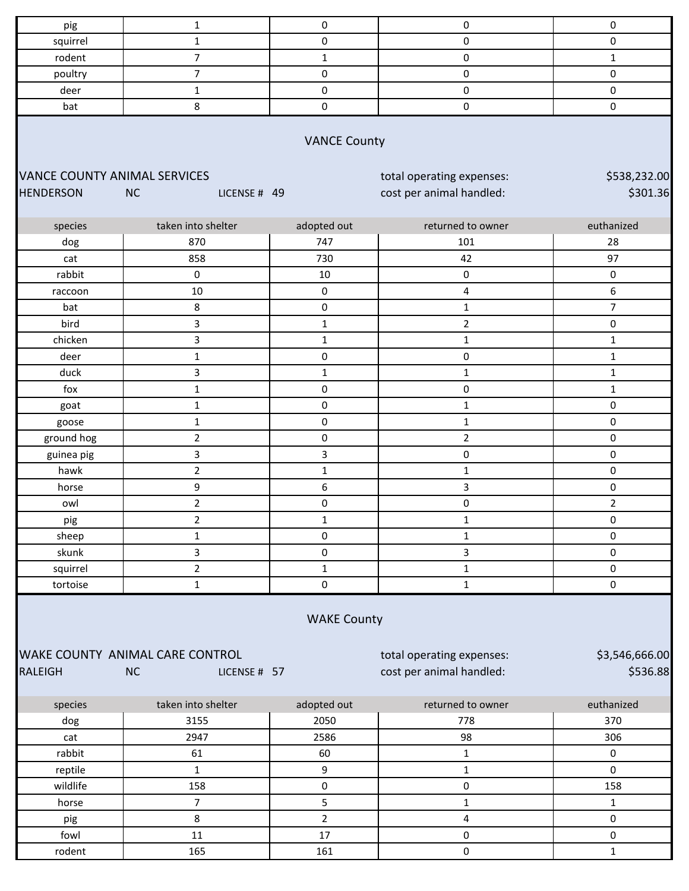| | | | | |
|---|---|---|---|---|
| pig | 1 | 0 | 0 | 0 |
| squirrel | 1 | 0 | 0 | 0 |
| rodent | 7 | 1 | 0 | 1 |
| poultry | 7 | 0 | 0 | 0 |
| deer | 1 | 0 | 0 | 0 |
| bat | 8 | 0 | 0 | 0 |

## VANCE County

VANCE COUNTY ANIMAL SERVICES
HENDERSON NC LICENSE # 49

total operating expenses: $538,232.00
cost per animal handled: $301.36

| species | taken into shelter | adopted out | returned to owner | euthanized |
|---|---|---|---|---|
| dog | 870 | 747 | 101 | 28 |
| cat | 858 | 730 | 42 | 97 |
| rabbit | 0 | 10 | 0 | 0 |
| raccoon | 10 | 0 | 4 | 6 |
| bat | 8 | 0 | 1 | 7 |
| bird | 3 | 1 | 2 | 0 |
| chicken | 3 | 1 | 1 | 1 |
| deer | 1 | 0 | 0 | 1 |
| duck | 3 | 1 | 1 | 1 |
| fox | 1 | 0 | 0 | 1 |
| goat | 1 | 0 | 1 | 0 |
| goose | 1 | 0 | 1 | 0 |
| ground hog | 2 | 0 | 2 | 0 |
| guinea pig | 3 | 3 | 0 | 0 |
| hawk | 2 | 1 | 1 | 0 |
| horse | 9 | 6 | 3 | 0 |
| owl | 2 | 0 | 0 | 2 |
| pig | 2 | 1 | 1 | 0 |
| sheep | 1 | 0 | 1 | 0 |
| skunk | 3 | 0 | 3 | 0 |
| squirrel | 2 | 1 | 1 | 0 |
| tortoise | 1 | 0 | 1 | 0 |

## WAKE County

WAKE COUNTY ANIMAL CARE CONTROL
RALEIGH NC LICENSE # 57

total operating expenses: $3,546,666.00
cost per animal handled: $536.88

| species | taken into shelter | adopted out | returned to owner | euthanized |
|---|---|---|---|---|
| dog | 3155 | 2050 | 778 | 370 |
| cat | 2947 | 2586 | 98 | 306 |
| rabbit | 61 | 60 | 1 | 0 |
| reptile | 1 | 9 | 1 | 0 |
| wildlife | 158 | 0 | 0 | 158 |
| horse | 7 | 5 | 1 | 1 |
| pig | 8 | 2 | 4 | 0 |
| fowl | 11 | 17 | 0 | 0 |
| rodent | 165 | 161 | 0 | 1 |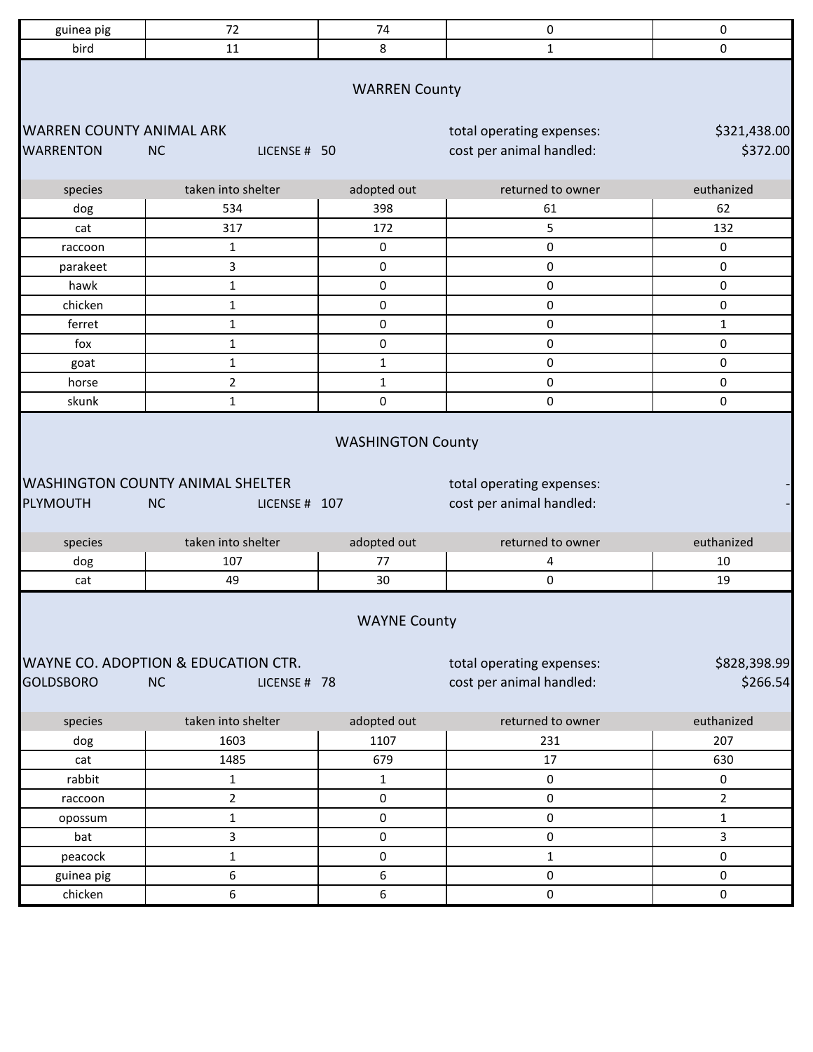| | | | | |
|---|---|---|---|---|
| guinea pig | 72 | 74 | 0 | 0 |
| bird | 11 | 8 | 1 | 0 |

## WARREN County

WARREN COUNTY ANIMAL ARK
WARRENTON NC LICENSE # 50

total operating expenses: $321,438.00
cost per animal handled: $372.00

| species | taken into shelter | adopted out | returned to owner | euthanized |
|---|---|---|---|---|
| dog | 534 | 398 | 61 | 62 |
| cat | 317 | 172 | 5 | 132 |
| raccoon | 1 | 0 | 0 | 0 |
| parakeet | 3 | 0 | 0 | 0 |
| hawk | 1 | 0 | 0 | 0 |
| chicken | 1 | 0 | 0 | 0 |
| ferret | 1 | 0 | 0 | 1 |
| fox | 1 | 0 | 0 | 0 |
| goat | 1 | 1 | 0 | 0 |
| horse | 2 | 1 | 0 | 0 |
| skunk | 1 | 0 | 0 | 0 |

## WASHINGTON County

WASHINGTON COUNTY ANIMAL SHELTER
PLYMOUTH NC LICENSE # 107

total operating expenses: -
cost per animal handled: -

| species | taken into shelter | adopted out | returned to owner | euthanized |
|---|---|---|---|---|
| dog | 107 | 77 | 4 | 10 |
| cat | 49 | 30 | 0 | 19 |

## WAYNE County

WAYNE CO. ADOPTION & EDUCATION CTR.
GOLDSBORO NC LICENSE # 78

total operating expenses: $828,398.99
cost per animal handled: $266.54

| species | taken into shelter | adopted out | returned to owner | euthanized |
|---|---|---|---|---|
| dog | 1603 | 1107 | 231 | 207 |
| cat | 1485 | 679 | 17 | 630 |
| rabbit | 1 | 1 | 0 | 0 |
| raccoon | 2 | 0 | 0 | 2 |
| opossum | 1 | 0 | 0 | 1 |
| bat | 3 | 0 | 0 | 3 |
| peacock | 1 | 0 | 1 | 0 |
| guinea pig | 6 | 6 | 0 | 0 |
| chicken | 6 | 6 | 0 | 0 |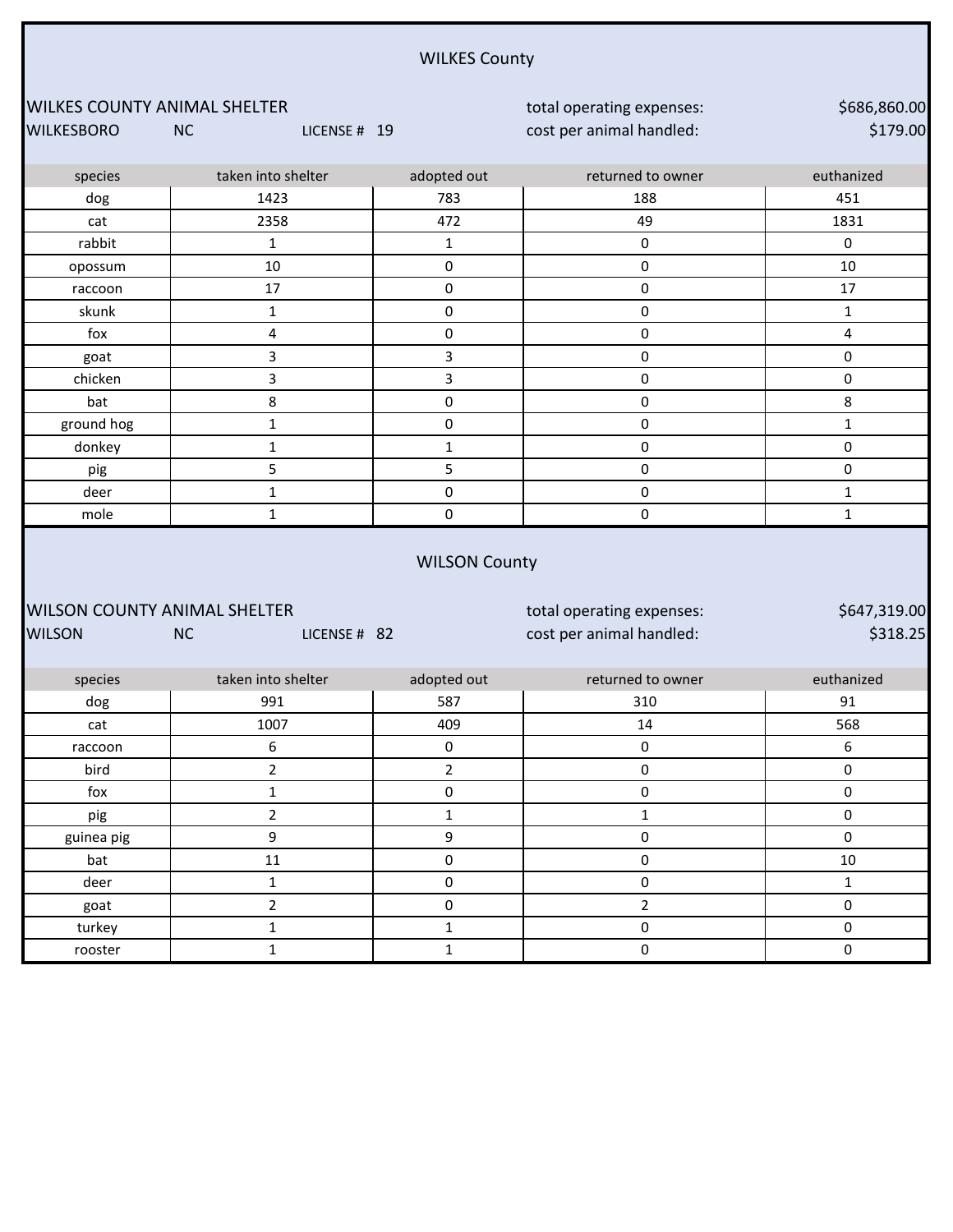## WILKES County

WILKES COUNTY ANIMAL SHELTER

WILKESBORO NC LICENSE # 19

total operating expenses: $686,860.00

cost per animal handled: $179.00

| species | taken into shelter | adopted out | returned to owner | euthanized |
|---|---|---|---|---|
| dog | 1423 | 783 | 188 | 451 |
| cat | 2358 | 472 | 49 | 1831 |
| rabbit | 1 | 1 | 0 | 0 |
| opossum | 10 | 0 | 0 | 10 |
| raccoon | 17 | 0 | 0 | 17 |
| skunk | 1 | 0 | 0 | 1 |
| fox | 4 | 0 | 0 | 4 |
| goat | 3 | 3 | 0 | 0 |
| chicken | 3 | 3 | 0 | 0 |
| bat | 8 | 0 | 0 | 8 |
| ground hog | 1 | 0 | 0 | 1 |
| donkey | 1 | 1 | 0 | 0 |
| pig | 5 | 5 | 0 | 0 |
| deer | 1 | 0 | 0 | 1 |
| mole | 1 | 0 | 0 | 1 |

## WILSON County

WILSON COUNTY ANIMAL SHELTER

WILSON NC LICENSE # 82

total operating expenses: $647,319.00

cost per animal handled: $318.25

| species | taken into shelter | adopted out | returned to owner | euthanized |
|---|---|---|---|---|
| dog | 991 | 587 | 310 | 91 |
| cat | 1007 | 409 | 14 | 568 |
| raccoon | 6 | 0 | 0 | 6 |
| bird | 2 | 2 | 0 | 0 |
| fox | 1 | 0 | 0 | 0 |
| pig | 2 | 1 | 1 | 0 |
| guinea pig | 9 | 9 | 0 | 0 |
| bat | 11 | 0 | 0 | 10 |
| deer | 1 | 0 | 0 | 1 |
| goat | 2 | 0 | 2 | 0 |
| turkey | 1 | 1 | 0 | 0 |
| rooster | 1 | 1 | 0 | 0 |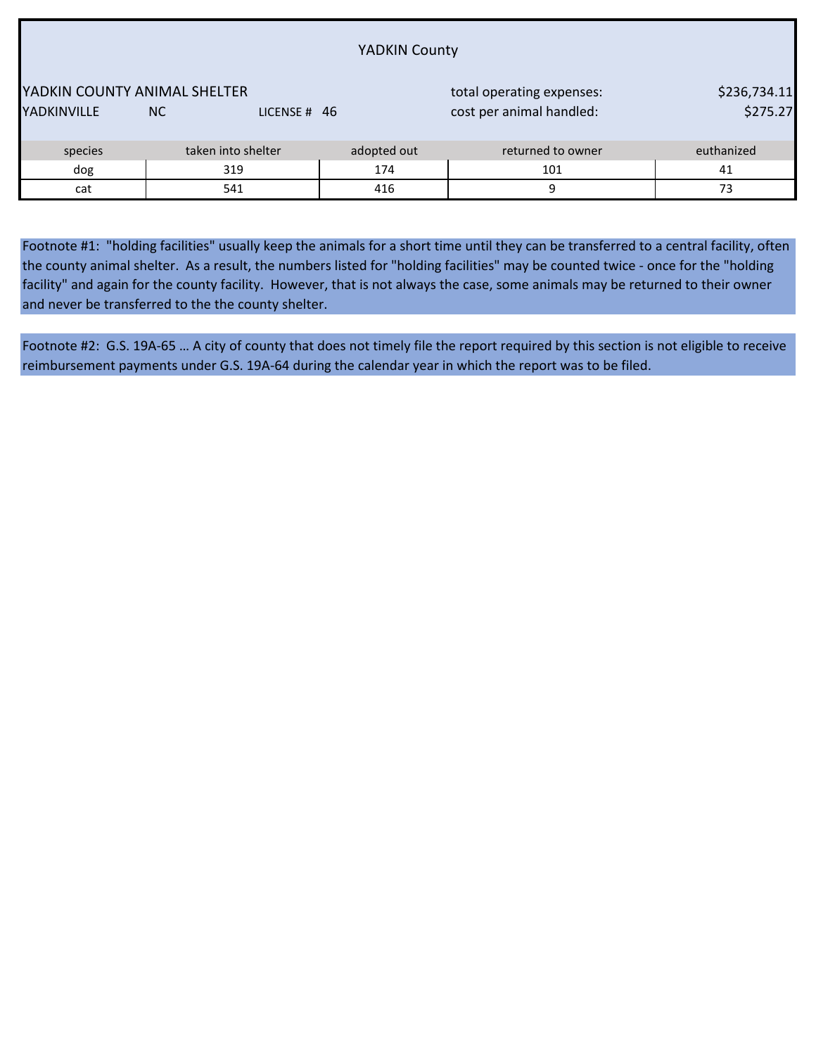## YADKIN County

YADKIN COUNTY ANIMAL SHELTER

YADKINVILLE NC LICENSE # 46

total operating expenses: $236,734.11

cost per animal handled: $275.27

| species | taken into shelter | adopted out | returned to owner | euthanized |
|---|---|---|---|---|
| dog | 319 | 174 | 101 | 41 |
| cat | 541 | 416 | 9 | 73 |

Footnote #1: "holding facilities" usually keep the animals for a short time until they can be transferred to a central facility, often the county animal shelter. As a result, the numbers listed for "holding facilities" may be counted twice - once for the "holding facility" and again for the county facility. However, that is not always the case, some animals may be returned to their owner and never be transferred to the the county shelter.

Footnote #2: G.S. 19A-65 … A city of county that does not timely file the report required by this section is not eligible to receive reimbursement payments under G.S. 19A-64 during the calendar year in which the report was to be filed.